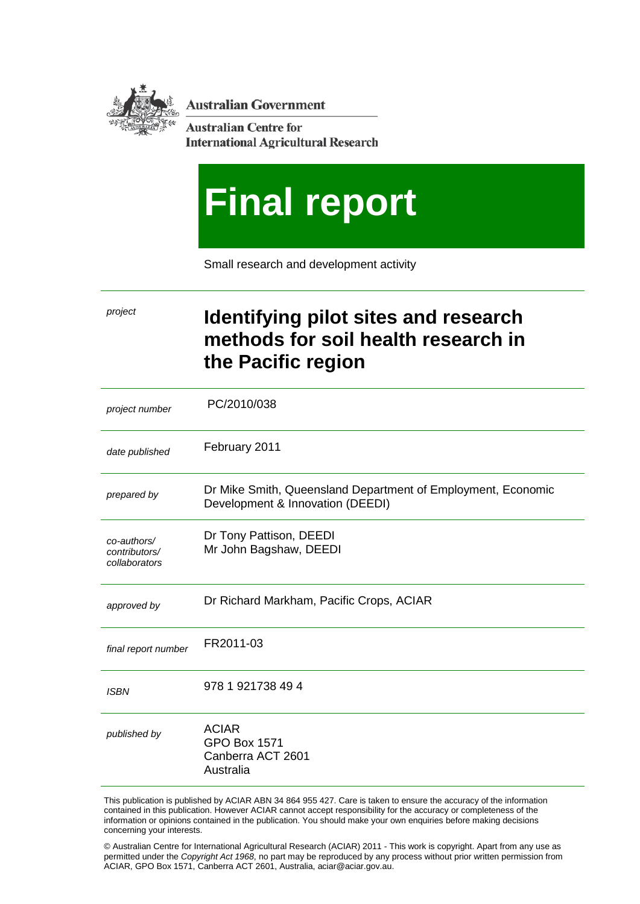Australian Government

Australian Centre for International Agricultural Research

# Final report

Small research and development activity

| | |
|---|---|
| *project* | **Identifying pilot sites and research methods for soil health research in the Pacific region** |
| *project number* | PC/2010/038 |
| *date published* | February 2011 |
| *prepared by* | Dr Mike Smith, Queensland Department of Employment, Economic Development & Innovation (DEEDI) |
| *co-authors/ contributors/ collaborators* | Dr Tony Pattison, DEEDI<br>Mr John Bagshaw, DEEDI |
| *approved by* | Dr Richard Markham, Pacific Crops, ACIAR |
| *final report number* | FR2011-03 |
| *ISBN* | 978 1 921738 49 4 |
| *published by* | ACIAR<br>GPO Box 1571<br>Canberra ACT 2601<br>Australia |

This publication is published by ACIAR ABN 34 864 955 427. Care is taken to ensure the accuracy of the information contained in this publication. However ACIAR cannot accept responsibility for the accuracy or completeness of the information or opinions contained in the publication. You should make your own enquiries before making decisions concerning your interests.

© Australian Centre for International Agricultural Research (ACIAR) 2011 - This work is copyright. Apart from any use as permitted under the *Copyright Act 1968*, no part may be reproduced by any process without prior written permission from ACIAR, GPO Box 1571, Canberra ACT 2601, Australia, aciar@aciar.gov.au.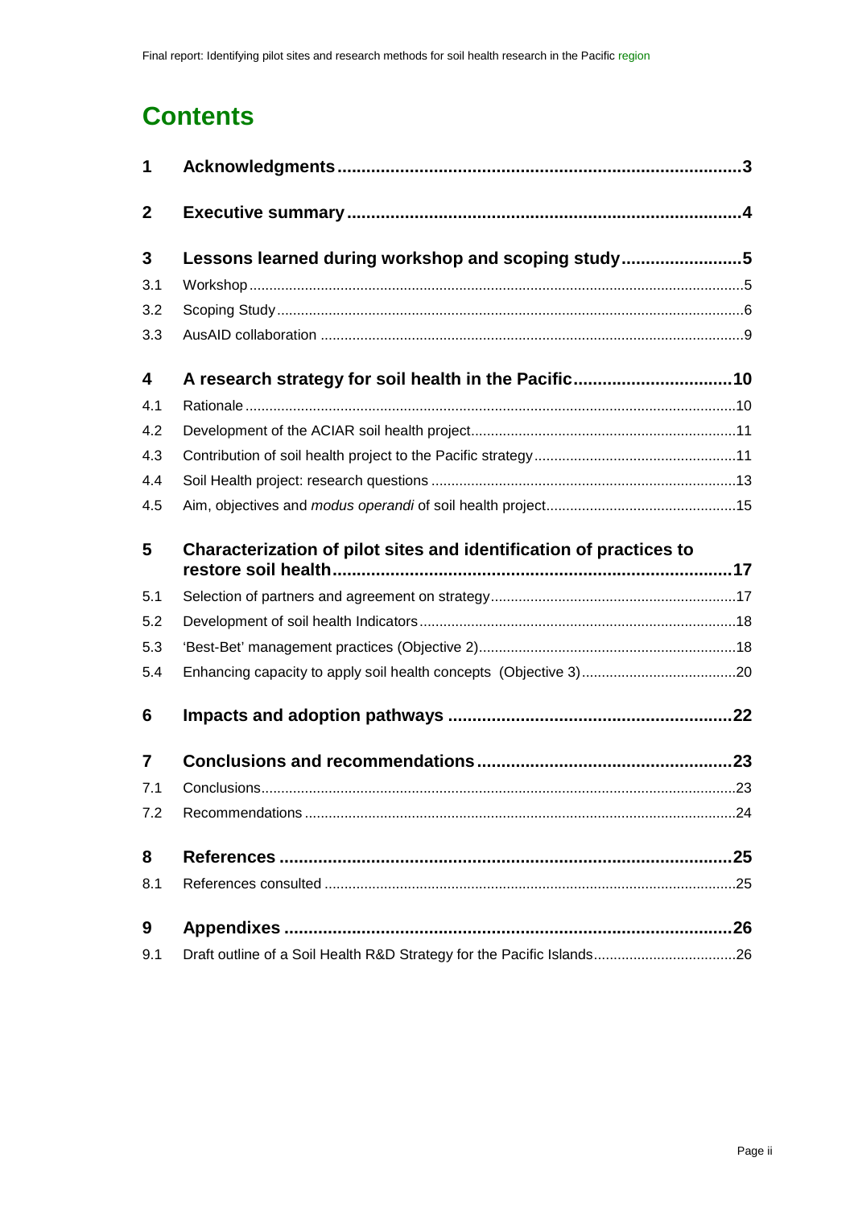# Contents

| | | |
|---|---|---|
| **1** | **Acknowledgments** | **3** |
| **2** | **Executive summary** | **4** |
| **3** | **Lessons learned during workshop and scoping study** | **5** |
| 3.1 | Workshop | 5 |
| 3.2 | Scoping Study | 6 |
| 3.3 | AusAID collaboration | 9 |
| **4** | **A research strategy for soil health in the Pacific** | **10** |
| 4.1 | Rationale | 10 |
| 4.2 | Development of the ACIAR soil health project | 11 |
| 4.3 | Contribution of soil health project to the Pacific strategy | 11 |
| 4.4 | Soil Health project: research questions | 13 |
| 4.5 | Aim, objectives and *modus operandi* of soil health project | 15 |
| **5** | **Characterization of pilot sites and identification of practices to restore soil health** | **17** |
| 5.1 | Selection of partners and agreement on strategy | 17 |
| 5.2 | Development of soil health Indicators | 18 |
| 5.3 | 'Best-Bet' management practices (Objective 2) | 18 |
| 5.4 | Enhancing capacity to apply soil health concepts (Objective 3) | 20 |
| **6** | **Impacts and adoption pathways** | **22** |
| **7** | **Conclusions and recommendations** | **23** |
| 7.1 | Conclusions | 23 |
| 7.2 | Recommendations | 24 |
| **8** | **References** | **25** |
| 8.1 | References consulted | 25 |
| **9** | **Appendixes** | **26** |
| 9.1 | Draft outline of a Soil Health R&D Strategy for the Pacific Islands | 26 |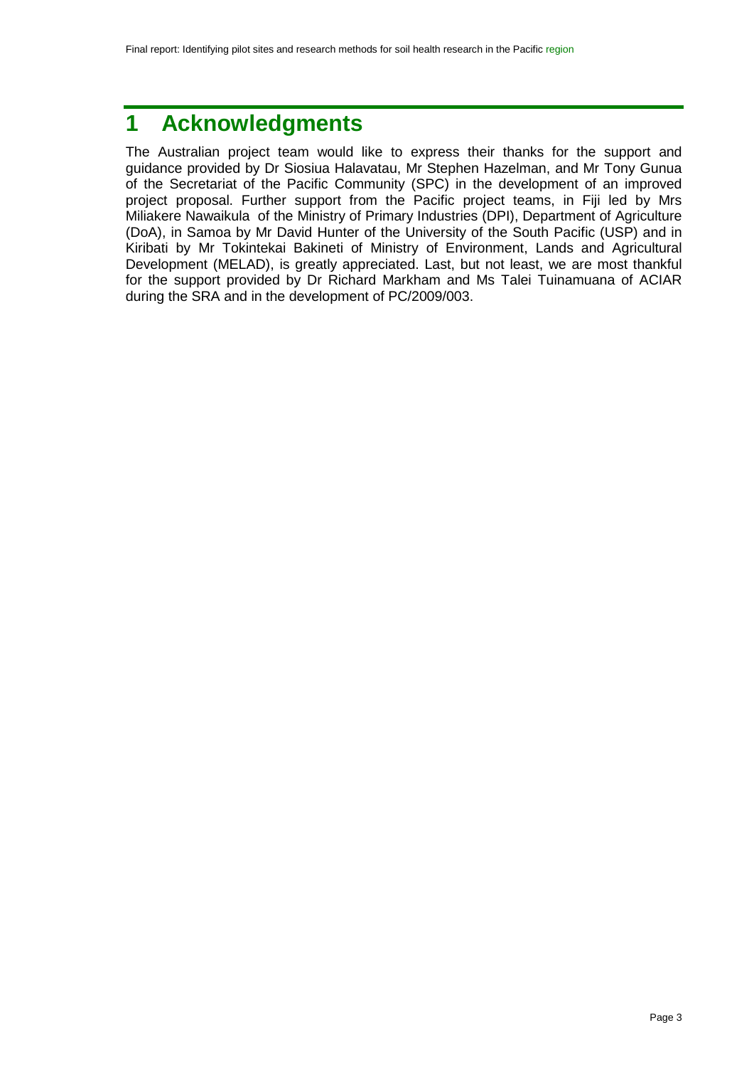# 1 Acknowledgments

The Australian project team would like to express their thanks for the support and guidance provided by Dr Siosiua Halavatau, Mr Stephen Hazelman, and Mr Tony Gunua of the Secretariat of the Pacific Community (SPC) in the development of an improved project proposal. Further support from the Pacific project teams, in Fiji led by Mrs Miliakere Nawaikula of the Ministry of Primary Industries (DPI), Department of Agriculture (DoA), in Samoa by Mr David Hunter of the University of the South Pacific (USP) and in Kiribati by Mr Tokintekai Bakineti of Ministry of Environment, Lands and Agricultural Development (MELAD), is greatly appreciated. Last, but not least, we are most thankful for the support provided by Dr Richard Markham and Ms Talei Tuinamuana of ACIAR during the SRA and in the development of PC/2009/003.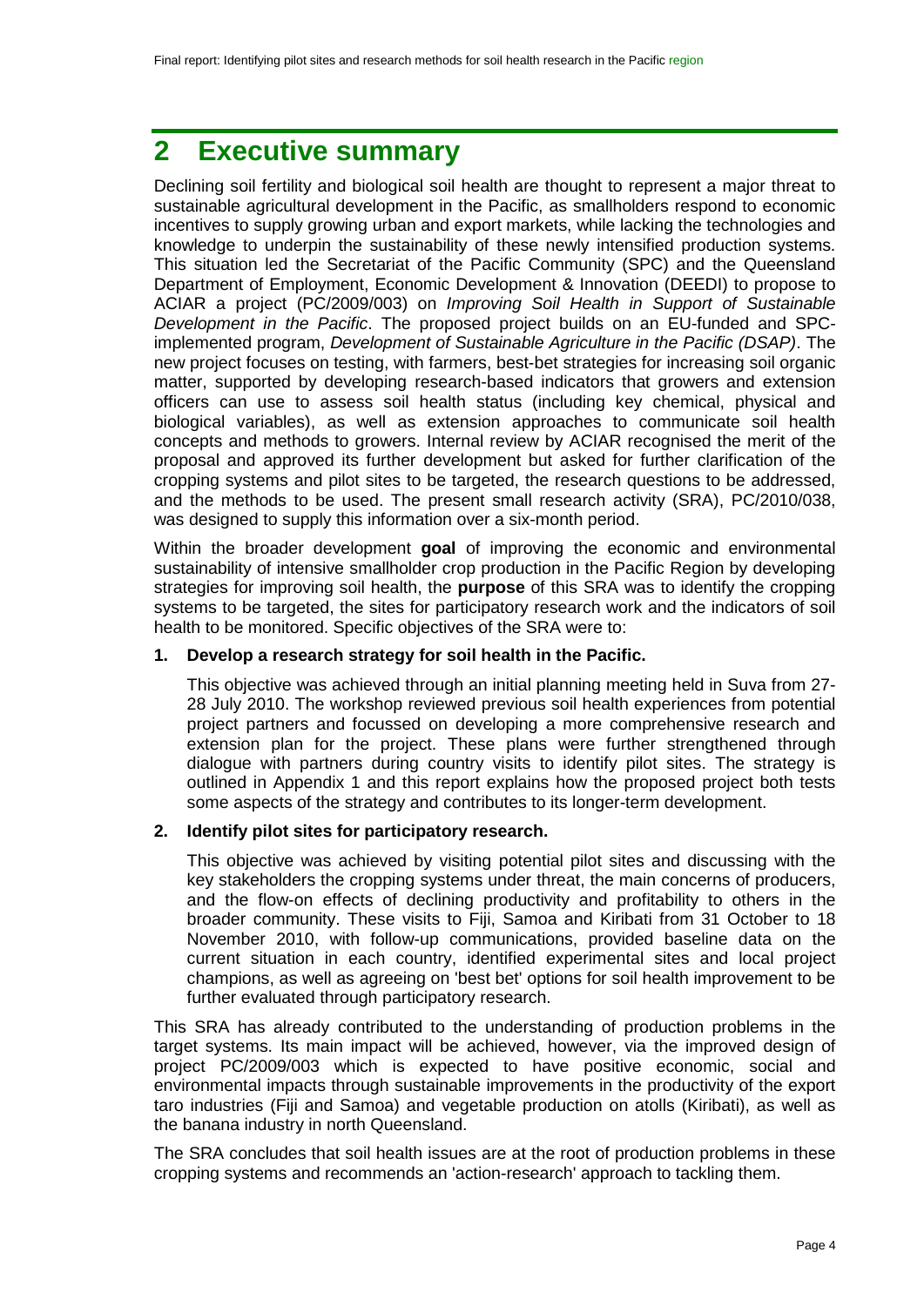# 2 Executive summary

Declining soil fertility and biological soil health are thought to represent a major threat to sustainable agricultural development in the Pacific, as smallholders respond to economic incentives to supply growing urban and export markets, while lacking the technologies and knowledge to underpin the sustainability of these newly intensified production systems. This situation led the Secretariat of the Pacific Community (SPC) and the Queensland Department of Employment, Economic Development & Innovation (DEEDI) to propose to ACIAR a project (PC/2009/003) on *Improving Soil Health in Support of Sustainable Development in the Pacific*. The proposed project builds on an EU-funded and SPC-implemented program, *Development of Sustainable Agriculture in the Pacific (DSAP)*. The new project focuses on testing, with farmers, best-bet strategies for increasing soil organic matter, supported by developing research-based indicators that growers and extension officers can use to assess soil health status (including key chemical, physical and biological variables), as well as extension approaches to communicate soil health concepts and methods to growers. Internal review by ACIAR recognised the merit of the proposal and approved its further development but asked for further clarification of the cropping systems and pilot sites to be targeted, the research questions to be addressed, and the methods to be used. The present small research activity (SRA), PC/2010/038, was designed to supply this information over a six-month period.

Within the broader development **goal** of improving the economic and environmental sustainability of intensive smallholder crop production in the Pacific Region by developing strategies for improving soil health, the **purpose** of this SRA was to identify the cropping systems to be targeted, the sites for participatory research work and the indicators of soil health to be monitored. Specific objectives of the SRA were to:

1. **Develop a research strategy for soil health in the Pacific.**

   This objective was achieved through an initial planning meeting held in Suva from 27-28 July 2010. The workshop reviewed previous soil health experiences from potential project partners and focussed on developing a more comprehensive research and extension plan for the project. These plans were further strengthened through dialogue with partners during country visits to identify pilot sites. The strategy is outlined in Appendix 1 and this report explains how the proposed project both tests some aspects of the strategy and contributes to its longer-term development.

2. **Identify pilot sites for participatory research.**

   This objective was achieved by visiting potential pilot sites and discussing with the key stakeholders the cropping systems under threat, the main concerns of producers, and the flow-on effects of declining productivity and profitability to others in the broader community. These visits to Fiji, Samoa and Kiribati from 31 October to 18 November 2010, with follow-up communications, provided baseline data on the current situation in each country, identified experimental sites and local project champions, as well as agreeing on 'best bet' options for soil health improvement to be further evaluated through participatory research.

This SRA has already contributed to the understanding of production problems in the target systems. Its main impact will be achieved, however, via the improved design of project PC/2009/003 which is expected to have positive economic, social and environmental impacts through sustainable improvements in the productivity of the export taro industries (Fiji and Samoa) and vegetable production on atolls (Kiribati), as well as the banana industry in north Queensland.

The SRA concludes that soil health issues are at the root of production problems in these cropping systems and recommends an 'action-research' approach to tackling them.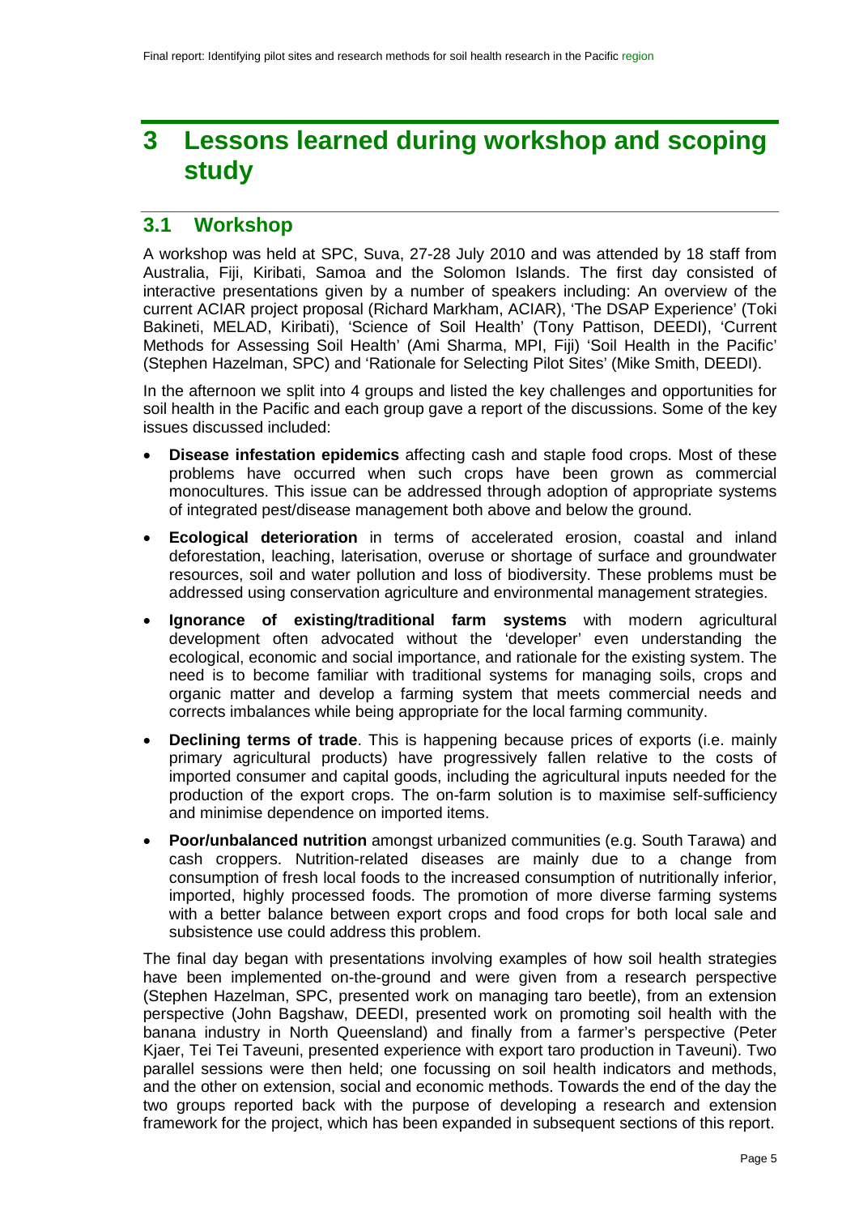# 3 Lessons learned during workshop and scoping study

## 3.1 Workshop

A workshop was held at SPC, Suva, 27-28 July 2010 and was attended by 18 staff from Australia, Fiji, Kiribati, Samoa and the Solomon Islands. The first day consisted of interactive presentations given by a number of speakers including: An overview of the current ACIAR project proposal (Richard Markham, ACIAR), 'The DSAP Experience' (Toki Bakineti, MELAD, Kiribati), 'Science of Soil Health' (Tony Pattison, DEEDI), 'Current Methods for Assessing Soil Health' (Ami Sharma, MPI, Fiji) 'Soil Health in the Pacific' (Stephen Hazelman, SPC) and 'Rationale for Selecting Pilot Sites' (Mike Smith, DEEDI).

In the afternoon we split into 4 groups and listed the key challenges and opportunities for soil health in the Pacific and each group gave a report of the discussions. Some of the key issues discussed included:

- **Disease infestation epidemics** affecting cash and staple food crops. Most of these problems have occurred when such crops have been grown as commercial monocultures. This issue can be addressed through adoption of appropriate systems of integrated pest/disease management both above and below the ground.
- **Ecological deterioration** in terms of accelerated erosion, coastal and inland deforestation, leaching, laterisation, overuse or shortage of surface and groundwater resources, soil and water pollution and loss of biodiversity. These problems must be addressed using conservation agriculture and environmental management strategies.
- **Ignorance of existing/traditional farm systems** with modern agricultural development often advocated without the 'developer' even understanding the ecological, economic and social importance, and rationale for the existing system. The need is to become familiar with traditional systems for managing soils, crops and organic matter and develop a farming system that meets commercial needs and corrects imbalances while being appropriate for the local farming community.
- **Declining terms of trade**. This is happening because prices of exports (i.e. mainly primary agricultural products) have progressively fallen relative to the costs of imported consumer and capital goods, including the agricultural inputs needed for the production of the export crops. The on-farm solution is to maximise self-sufficiency and minimise dependence on imported items.
- **Poor/unbalanced nutrition** amongst urbanized communities (e.g. South Tarawa) and cash croppers. Nutrition-related diseases are mainly due to a change from consumption of fresh local foods to the increased consumption of nutritionally inferior, imported, highly processed foods. The promotion of more diverse farming systems with a better balance between export crops and food crops for both local sale and subsistence use could address this problem.

The final day began with presentations involving examples of how soil health strategies have been implemented on-the-ground and were given from a research perspective (Stephen Hazelman, SPC, presented work on managing taro beetle), from an extension perspective (John Bagshaw, DEEDI, presented work on promoting soil health with the banana industry in North Queensland) and finally from a farmer's perspective (Peter Kjaer, Tei Tei Taveuni, presented experience with export taro production in Taveuni). Two parallel sessions were then held; one focussing on soil health indicators and methods, and the other on extension, social and economic methods. Towards the end of the day the two groups reported back with the purpose of developing a research and extension framework for the project, which has been expanded in subsequent sections of this report.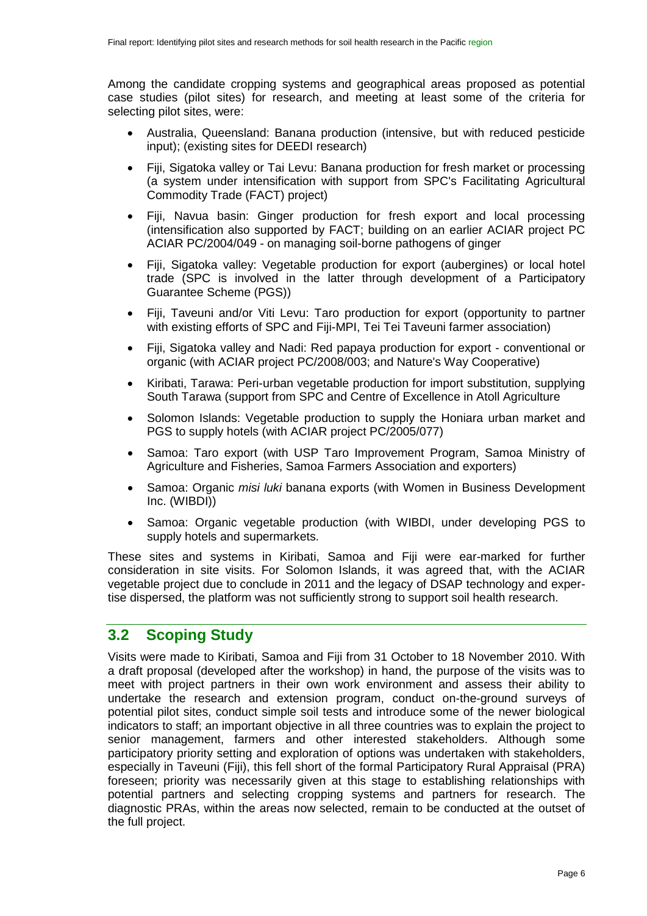Among the candidate cropping systems and geographical areas proposed as potential case studies (pilot sites) for research, and meeting at least some of the criteria for selecting pilot sites, were:

- Australia, Queensland: Banana production (intensive, but with reduced pesticide input); (existing sites for DEEDI research)
- Fiji, Sigatoka valley or Tai Levu: Banana production for fresh market or processing (a system under intensification with support from SPC's Facilitating Agricultural Commodity Trade (FACT) project)
- Fiji, Navua basin: Ginger production for fresh export and local processing (intensification also supported by FACT; building on an earlier ACIAR project PC ACIAR PC/2004/049 - on managing soil-borne pathogens of ginger
- Fiji, Sigatoka valley: Vegetable production for export (aubergines) or local hotel trade (SPC is involved in the latter through development of a Participatory Guarantee Scheme (PGS))
- Fiji, Taveuni and/or Viti Levu: Taro production for export (opportunity to partner with existing efforts of SPC and Fiji-MPI, Tei Tei Taveuni farmer association)
- Fiji, Sigatoka valley and Nadi: Red papaya production for export - conventional or organic (with ACIAR project PC/2008/003; and Nature's Way Cooperative)
- Kiribati, Tarawa: Peri-urban vegetable production for import substitution, supplying South Tarawa (support from SPC and Centre of Excellence in Atoll Agriculture
- Solomon Islands: Vegetable production to supply the Honiara urban market and PGS to supply hotels (with ACIAR project PC/2005/077)
- Samoa: Taro export (with USP Taro Improvement Program, Samoa Ministry of Agriculture and Fisheries, Samoa Farmers Association and exporters)
- Samoa: Organic *misi luki* banana exports (with Women in Business Development Inc. (WIBDI))
- Samoa: Organic vegetable production (with WIBDI, under developing PGS to supply hotels and supermarkets.

These sites and systems in Kiribati, Samoa and Fiji were ear-marked for further consideration in site visits. For Solomon Islands, it was agreed that, with the ACIAR vegetable project due to conclude in 2011 and the legacy of DSAP technology and expertise dispersed, the platform was not sufficiently strong to support soil health research.

## 3.2 Scoping Study

Visits were made to Kiribati, Samoa and Fiji from 31 October to 18 November 2010. With a draft proposal (developed after the workshop) in hand, the purpose of the visits was to meet with project partners in their own work environment and assess their ability to undertake the research and extension program, conduct on-the-ground surveys of potential pilot sites, conduct simple soil tests and introduce some of the newer biological indicators to staff; an important objective in all three countries was to explain the project to senior management, farmers and other interested stakeholders. Although some participatory priority setting and exploration of options was undertaken with stakeholders, especially in Taveuni (Fiji), this fell short of the formal Participatory Rural Appraisal (PRA) foreseen; priority was necessarily given at this stage to establishing relationships with potential partners and selecting cropping systems and partners for research. The diagnostic PRAs, within the areas now selected, remain to be conducted at the outset of the full project.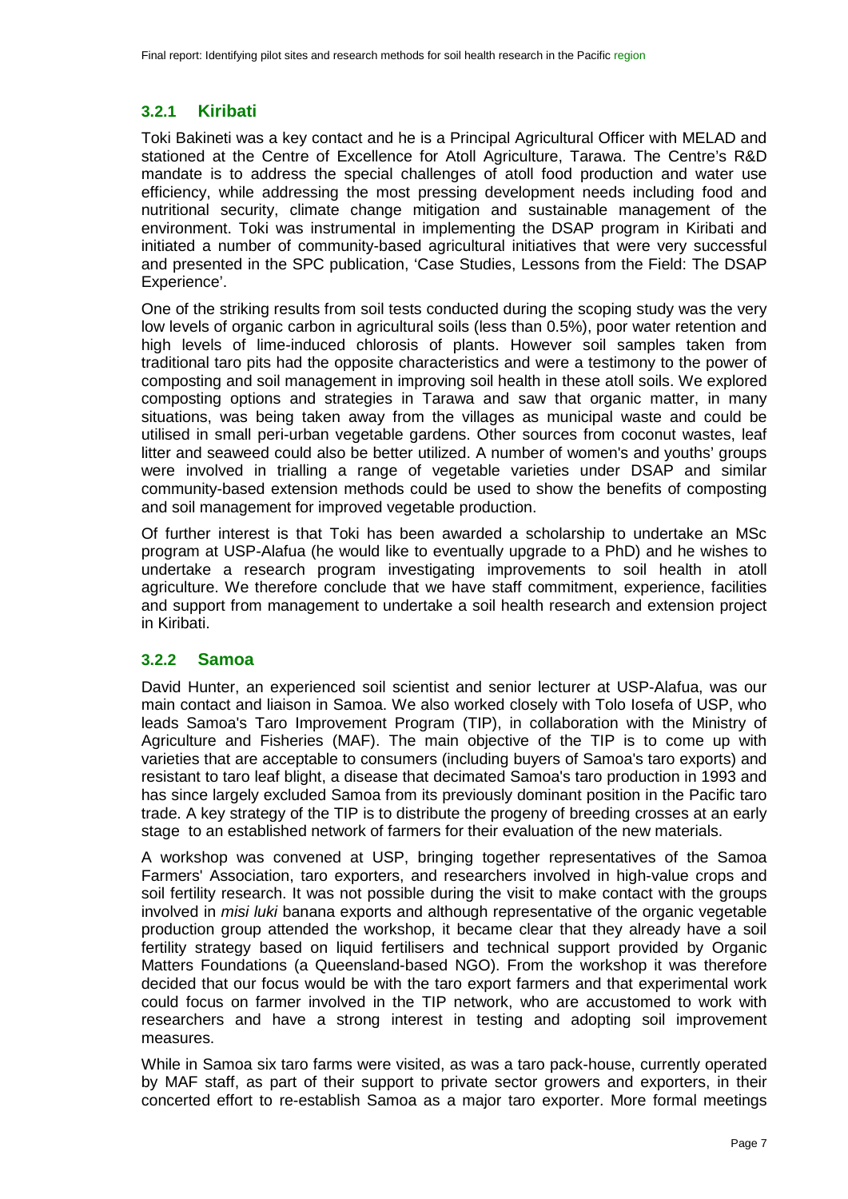### 3.2.1 Kiribati

Toki Bakineti was a key contact and he is a Principal Agricultural Officer with MELAD and stationed at the Centre of Excellence for Atoll Agriculture, Tarawa. The Centre's R&D mandate is to address the special challenges of atoll food production and water use efficiency, while addressing the most pressing development needs including food and nutritional security, climate change mitigation and sustainable management of the environment. Toki was instrumental in implementing the DSAP program in Kiribati and initiated a number of community-based agricultural initiatives that were very successful and presented in the SPC publication, 'Case Studies, Lessons from the Field: The DSAP Experience'.

One of the striking results from soil tests conducted during the scoping study was the very low levels of organic carbon in agricultural soils (less than 0.5%), poor water retention and high levels of lime-induced chlorosis of plants. However soil samples taken from traditional taro pits had the opposite characteristics and were a testimony to the power of composting and soil management in improving soil health in these atoll soils. We explored composting options and strategies in Tarawa and saw that organic matter, in many situations, was being taken away from the villages as municipal waste and could be utilised in small peri-urban vegetable gardens. Other sources from coconut wastes, leaf litter and seaweed could also be better utilized. A number of women's and youths' groups were involved in trialling a range of vegetable varieties under DSAP and similar community-based extension methods could be used to show the benefits of composting and soil management for improved vegetable production.

Of further interest is that Toki has been awarded a scholarship to undertake an MSc program at USP-Alafua (he would like to eventually upgrade to a PhD) and he wishes to undertake a research program investigating improvements to soil health in atoll agriculture. We therefore conclude that we have staff commitment, experience, facilities and support from management to undertake a soil health research and extension project in Kiribati.

### 3.2.2 Samoa

David Hunter, an experienced soil scientist and senior lecturer at USP-Alafua, was our main contact and liaison in Samoa. We also worked closely with Tolo Iosefa of USP, who leads Samoa's Taro Improvement Program (TIP), in collaboration with the Ministry of Agriculture and Fisheries (MAF). The main objective of the TIP is to come up with varieties that are acceptable to consumers (including buyers of Samoa's taro exports) and resistant to taro leaf blight, a disease that decimated Samoa's taro production in 1993 and has since largely excluded Samoa from its previously dominant position in the Pacific taro trade. A key strategy of the TIP is to distribute the progeny of breeding crosses at an early stage to an established network of farmers for their evaluation of the new materials.

A workshop was convened at USP, bringing together representatives of the Samoa Farmers' Association, taro exporters, and researchers involved in high-value crops and soil fertility research. It was not possible during the visit to make contact with the groups involved in *misi luki* banana exports and although representative of the organic vegetable production group attended the workshop, it became clear that they already have a soil fertility strategy based on liquid fertilisers and technical support provided by Organic Matters Foundations (a Queensland-based NGO). From the workshop it was therefore decided that our focus would be with the taro export farmers and that experimental work could focus on farmer involved in the TIP network, who are accustomed to work with researchers and have a strong interest in testing and adopting soil improvement measures.

While in Samoa six taro farms were visited, as was a taro pack-house, currently operated by MAF staff, as part of their support to private sector growers and exporters, in their concerted effort to re-establish Samoa as a major taro exporter. More formal meetings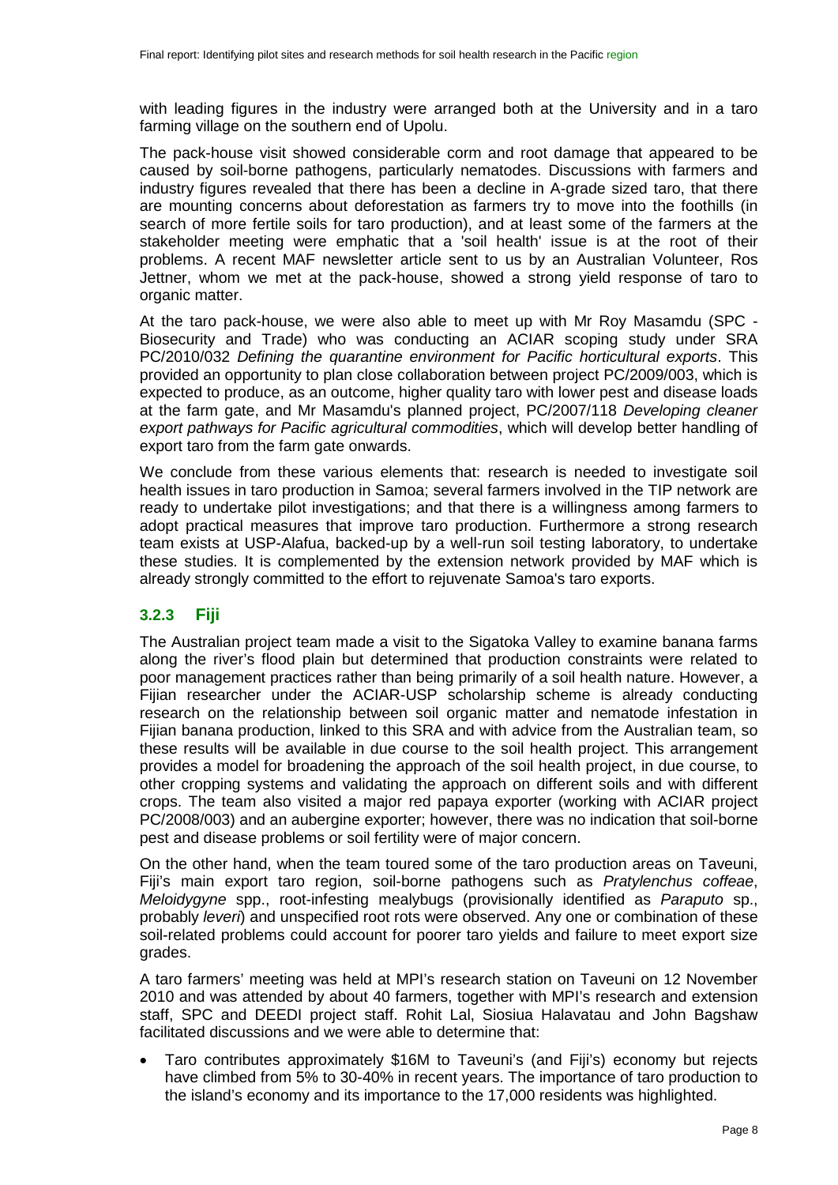with leading figures in the industry were arranged both at the University and in a taro farming village on the southern end of Upolu.

The pack-house visit showed considerable corm and root damage that appeared to be caused by soil-borne pathogens, particularly nematodes. Discussions with farmers and industry figures revealed that there has been a decline in A-grade sized taro, that there are mounting concerns about deforestation as farmers try to move into the foothills (in search of more fertile soils for taro production), and at least some of the farmers at the stakeholder meeting were emphatic that a 'soil health' issue is at the root of their problems. A recent MAF newsletter article sent to us by an Australian Volunteer, Ros Jettner, whom we met at the pack-house, showed a strong yield response of taro to organic matter.

At the taro pack-house, we were also able to meet up with Mr Roy Masamdu (SPC - Biosecurity and Trade) who was conducting an ACIAR scoping study under SRA PC/2010/032 *Defining the quarantine environment for Pacific horticultural exports*. This provided an opportunity to plan close collaboration between project PC/2009/003, which is expected to produce, as an outcome, higher quality taro with lower pest and disease loads at the farm gate, and Mr Masamdu's planned project, PC/2007/118 *Developing cleaner export pathways for Pacific agricultural commodities*, which will develop better handling of export taro from the farm gate onwards.

We conclude from these various elements that: research is needed to investigate soil health issues in taro production in Samoa; several farmers involved in the TIP network are ready to undertake pilot investigations; and that there is a willingness among farmers to adopt practical measures that improve taro production. Furthermore a strong research team exists at USP-Alafua, backed-up by a well-run soil testing laboratory, to undertake these studies. It is complemented by the extension network provided by MAF which is already strongly committed to the effort to rejuvenate Samoa's taro exports.

### 3.2.3 Fiji

The Australian project team made a visit to the Sigatoka Valley to examine banana farms along the river's flood plain but determined that production constraints were related to poor management practices rather than being primarily of a soil health nature. However, a Fijian researcher under the ACIAR-USP scholarship scheme is already conducting research on the relationship between soil organic matter and nematode infestation in Fijian banana production, linked to this SRA and with advice from the Australian team, so these results will be available in due course to the soil health project. This arrangement provides a model for broadening the approach of the soil health project, in due course, to other cropping systems and validating the approach on different soils and with different crops. The team also visited a major red papaya exporter (working with ACIAR project PC/2008/003) and an aubergine exporter; however, there was no indication that soil-borne pest and disease problems or soil fertility were of major concern.

On the other hand, when the team toured some of the taro production areas on Taveuni, Fiji's main export taro region, soil-borne pathogens such as *Pratylenchus coffeae*, *Meloidygyne* spp., root-infesting mealybugs (provisionally identified as *Paraputo* sp., probably *leveri*) and unspecified root rots were observed. Any one or combination of these soil-related problems could account for poorer taro yields and failure to meet export size grades.

A taro farmers' meeting was held at MPI's research station on Taveuni on 12 November 2010 and was attended by about 40 farmers, together with MPI's research and extension staff, SPC and DEEDI project staff. Rohit Lal, Siosiua Halavatau and John Bagshaw facilitated discussions and we were able to determine that:

- Taro contributes approximately $16M to Taveuni's (and Fiji's) economy but rejects have climbed from 5% to 30-40% in recent years. The importance of taro production to the island's economy and its importance to the 17,000 residents was highlighted.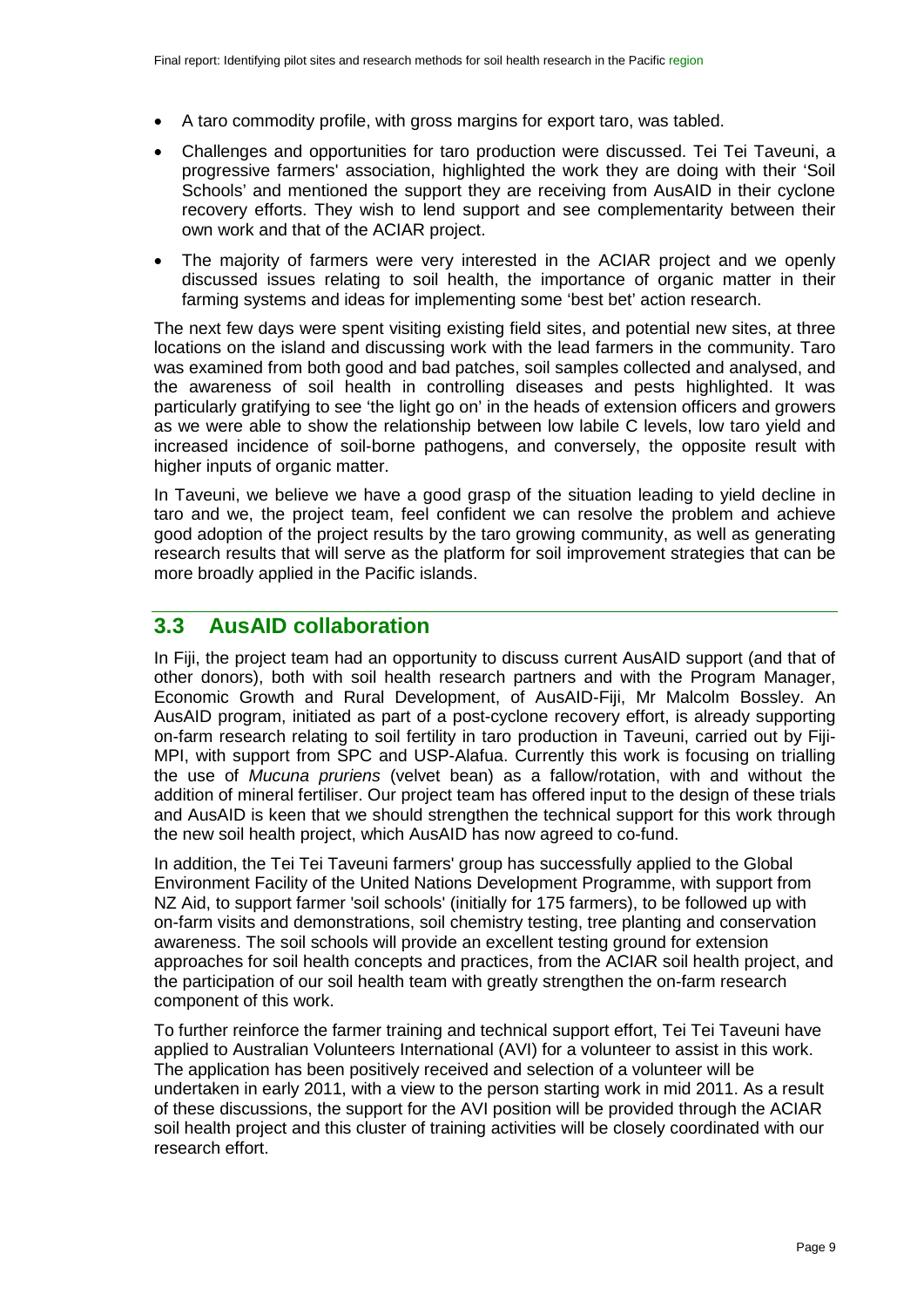- A taro commodity profile, with gross margins for export taro, was tabled.
- Challenges and opportunities for taro production were discussed. Tei Tei Taveuni, a progressive farmers' association, highlighted the work they are doing with their 'Soil Schools' and mentioned the support they are receiving from AusAID in their cyclone recovery efforts. They wish to lend support and see complementarity between their own work and that of the ACIAR project.
- The majority of farmers were very interested in the ACIAR project and we openly discussed issues relating to soil health, the importance of organic matter in their farming systems and ideas for implementing some 'best bet' action research.

The next few days were spent visiting existing field sites, and potential new sites, at three locations on the island and discussing work with the lead farmers in the community. Taro was examined from both good and bad patches, soil samples collected and analysed, and the awareness of soil health in controlling diseases and pests highlighted. It was particularly gratifying to see 'the light go on' in the heads of extension officers and growers as we were able to show the relationship between low labile C levels, low taro yield and increased incidence of soil-borne pathogens, and conversely, the opposite result with higher inputs of organic matter.

In Taveuni, we believe we have a good grasp of the situation leading to yield decline in taro and we, the project team, feel confident we can resolve the problem and achieve good adoption of the project results by the taro growing community, as well as generating research results that will serve as the platform for soil improvement strategies that can be more broadly applied in the Pacific islands.

## 3.3 AusAID collaboration

In Fiji, the project team had an opportunity to discuss current AusAID support (and that of other donors), both with soil health research partners and with the Program Manager, Economic Growth and Rural Development, of AusAID-Fiji, Mr Malcolm Bossley. An AusAID program, initiated as part of a post-cyclone recovery effort, is already supporting on-farm research relating to soil fertility in taro production in Taveuni, carried out by Fiji-MPI, with support from SPC and USP-Alafua. Currently this work is focusing on trialling the use of *Mucuna pruriens* (velvet bean) as a fallow/rotation, with and without the addition of mineral fertiliser. Our project team has offered input to the design of these trials and AusAID is keen that we should strengthen the technical support for this work through the new soil health project, which AusAID has now agreed to co-fund.

In addition, the Tei Tei Taveuni farmers' group has successfully applied to the Global Environment Facility of the United Nations Development Programme, with support from NZ Aid, to support farmer 'soil schools' (initially for 175 farmers), to be followed up with on-farm visits and demonstrations, soil chemistry testing, tree planting and conservation awareness. The soil schools will provide an excellent testing ground for extension approaches for soil health concepts and practices, from the ACIAR soil health project, and the participation of our soil health team with greatly strengthen the on-farm research component of this work.

To further reinforce the farmer training and technical support effort, Tei Tei Taveuni have applied to Australian Volunteers International (AVI) for a volunteer to assist in this work. The application has been positively received and selection of a volunteer will be undertaken in early 2011, with a view to the person starting work in mid 2011. As a result of these discussions, the support for the AVI position will be provided through the ACIAR soil health project and this cluster of training activities will be closely coordinated with our research effort.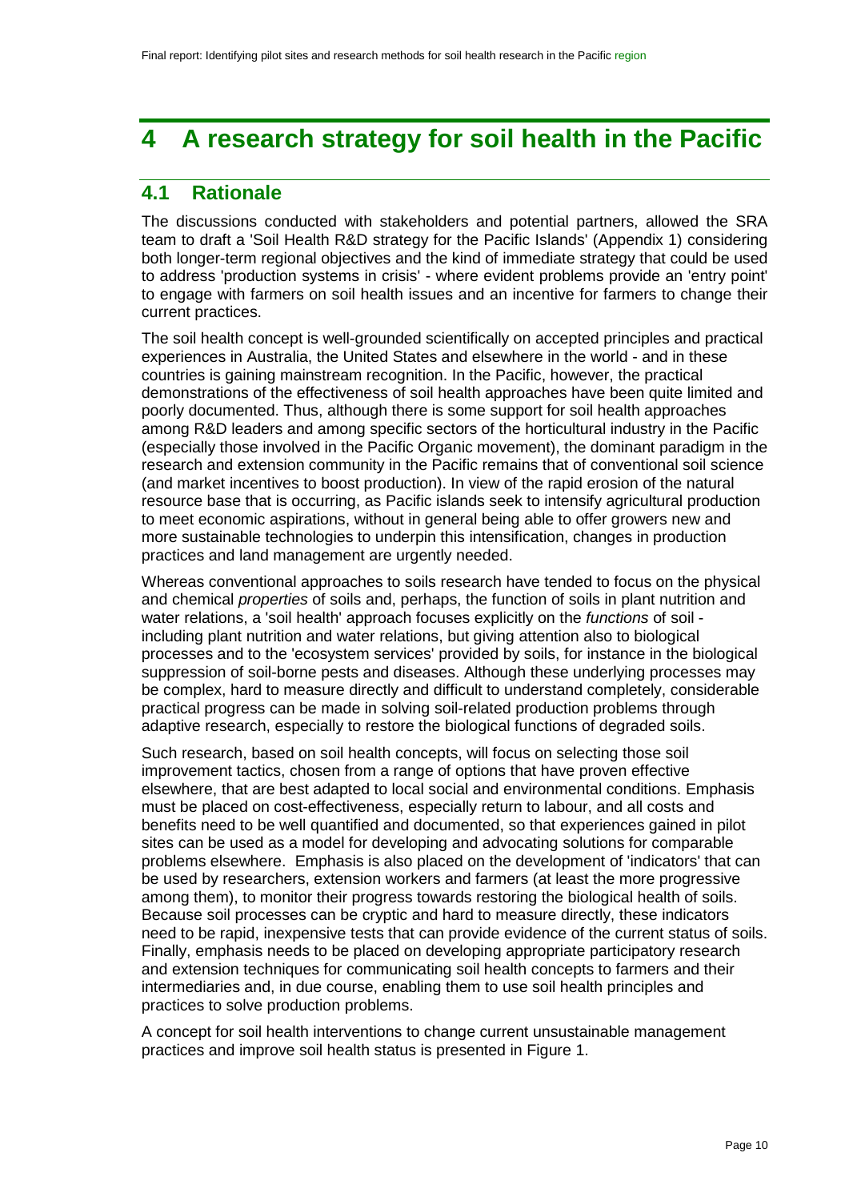# 4 A research strategy for soil health in the Pacific

## 4.1 Rationale

The discussions conducted with stakeholders and potential partners, allowed the SRA team to draft a 'Soil Health R&D strategy for the Pacific Islands' (Appendix 1) considering both longer-term regional objectives and the kind of immediate strategy that could be used to address 'production systems in crisis' - where evident problems provide an 'entry point' to engage with farmers on soil health issues and an incentive for farmers to change their current practices.

The soil health concept is well-grounded scientifically on accepted principles and practical experiences in Australia, the United States and elsewhere in the world - and in these countries is gaining mainstream recognition. In the Pacific, however, the practical demonstrations of the effectiveness of soil health approaches have been quite limited and poorly documented. Thus, although there is some support for soil health approaches among R&D leaders and among specific sectors of the horticultural industry in the Pacific (especially those involved in the Pacific Organic movement), the dominant paradigm in the research and extension community in the Pacific remains that of conventional soil science (and market incentives to boost production). In view of the rapid erosion of the natural resource base that is occurring, as Pacific islands seek to intensify agricultural production to meet economic aspirations, without in general being able to offer growers new and more sustainable technologies to underpin this intensification, changes in production practices and land management are urgently needed.

Whereas conventional approaches to soils research have tended to focus on the physical and chemical *properties* of soils and, perhaps, the function of soils in plant nutrition and water relations, a 'soil health' approach focuses explicitly on the *functions* of soil - including plant nutrition and water relations, but giving attention also to biological processes and to the 'ecosystem services' provided by soils, for instance in the biological suppression of soil-borne pests and diseases. Although these underlying processes may be complex, hard to measure directly and difficult to understand completely, considerable practical progress can be made in solving soil-related production problems through adaptive research, especially to restore the biological functions of degraded soils.

Such research, based on soil health concepts, will focus on selecting those soil improvement tactics, chosen from a range of options that have proven effective elsewhere, that are best adapted to local social and environmental conditions. Emphasis must be placed on cost-effectiveness, especially return to labour, and all costs and benefits need to be well quantified and documented, so that experiences gained in pilot sites can be used as a model for developing and advocating solutions for comparable problems elsewhere. Emphasis is also placed on the development of 'indicators' that can be used by researchers, extension workers and farmers (at least the more progressive among them), to monitor their progress towards restoring the biological health of soils. Because soil processes can be cryptic and hard to measure directly, these indicators need to be rapid, inexpensive tests that can provide evidence of the current status of soils. Finally, emphasis needs to be placed on developing appropriate participatory research and extension techniques for communicating soil health concepts to farmers and their intermediaries and, in due course, enabling them to use soil health principles and practices to solve production problems.

A concept for soil health interventions to change current unsustainable management practices and improve soil health status is presented in Figure 1.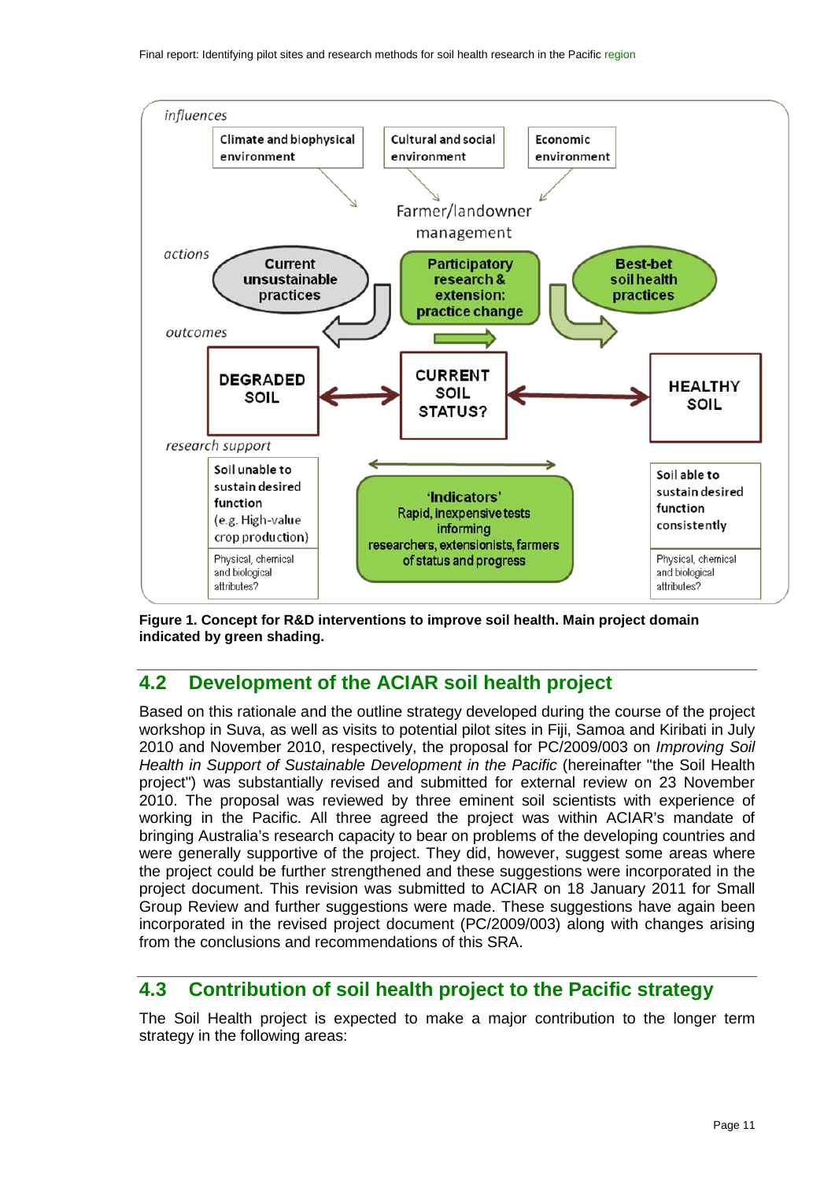influences

Climate and biophysical environment

Cultural and social environment

Economic environment

Farmer/landowner management

actions

Current unsustainable practices

Participatory research & extension: practice change

Best-bet soil health practices

outcomes

DEGRADED SOIL

CURRENT SOIL STATUS?

HEALTHY SOIL

research support

Soil unable to sustain desired function (e.g. High-value crop production)

Physical, chemical and biological attributes?

'Indicators' Rapid, inexpensive tests informing researchers, extensionists, farmers of status and progress

Soil able to sustain desired function consistently

Physical, chemical and biological attributes?

**Figure 1. Concept for R&D interventions to improve soil health. Main project domain indicated by green shading.**

## 4.2 Development of the ACIAR soil health project

Based on this rationale and the outline strategy developed during the course of the project workshop in Suva, as well as visits to potential pilot sites in Fiji, Samoa and Kiribati in July 2010 and November 2010, respectively, the proposal for PC/2009/003 on *Improving Soil Health in Support of Sustainable Development in the Pacific* (hereinafter "the Soil Health project") was substantially revised and submitted for external review on 23 November 2010. The proposal was reviewed by three eminent soil scientists with experience of working in the Pacific. All three agreed the project was within ACIAR's mandate of bringing Australia's research capacity to bear on problems of the developing countries and were generally supportive of the project. They did, however, suggest some areas where the project could be further strengthened and these suggestions were incorporated in the project document. This revision was submitted to ACIAR on 18 January 2011 for Small Group Review and further suggestions were made. These suggestions have again been incorporated in the revised project document (PC/2009/003) along with changes arising from the conclusions and recommendations of this SRA.

## 4.3 Contribution of soil health project to the Pacific strategy

The Soil Health project is expected to make a major contribution to the longer term strategy in the following areas: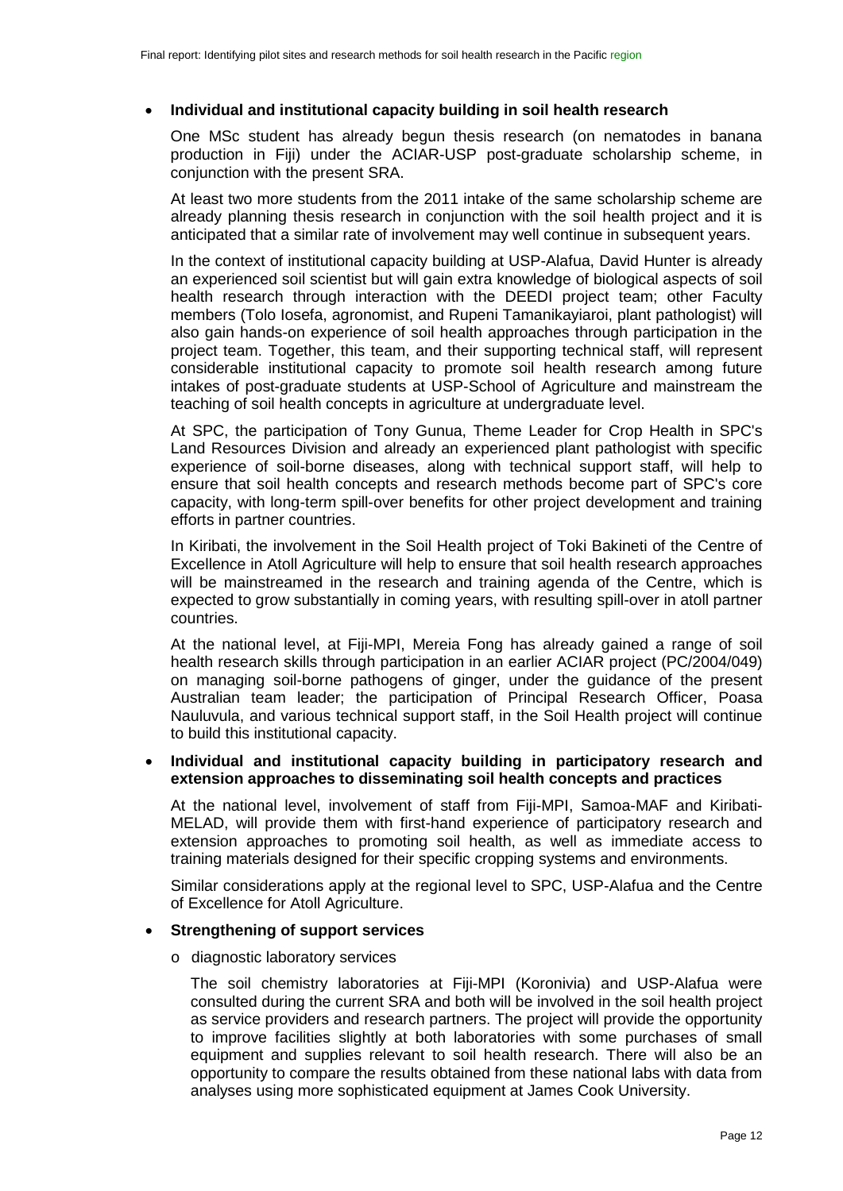- **Individual and institutional capacity building in soil health research**

  One MSc student has already begun thesis research (on nematodes in banana production in Fiji) under the ACIAR-USP post-graduate scholarship scheme, in conjunction with the present SRA.

  At least two more students from the 2011 intake of the same scholarship scheme are already planning thesis research in conjunction with the soil health project and it is anticipated that a similar rate of involvement may well continue in subsequent years.

  In the context of institutional capacity building at USP-Alafua, David Hunter is already an experienced soil scientist but will gain extra knowledge of biological aspects of soil health research through interaction with the DEEDI project team; other Faculty members (Tolo Iosefa, agronomist, and Rupeni Tamanikayiaroi, plant pathologist) will also gain hands-on experience of soil health approaches through participation in the project team. Together, this team, and their supporting technical staff, will represent considerable institutional capacity to promote soil health research among future intakes of post-graduate students at USP-School of Agriculture and mainstream the teaching of soil health concepts in agriculture at undergraduate level.

  At SPC, the participation of Tony Gunua, Theme Leader for Crop Health in SPC's Land Resources Division and already an experienced plant pathologist with specific experience of soil-borne diseases, along with technical support staff, will help to ensure that soil health concepts and research methods become part of SPC's core capacity, with long-term spill-over benefits for other project development and training efforts in partner countries.

  In Kiribati, the involvement in the Soil Health project of Toki Bakineti of the Centre of Excellence in Atoll Agriculture will help to ensure that soil health research approaches will be mainstreamed in the research and training agenda of the Centre, which is expected to grow substantially in coming years, with resulting spill-over in atoll partner countries.

  At the national level, at Fiji-MPI, Mereia Fong has already gained a range of soil health research skills through participation in an earlier ACIAR project (PC/2004/049) on managing soil-borne pathogens of ginger, under the guidance of the present Australian team leader; the participation of Principal Research Officer, Poasa Nauluvula, and various technical support staff, in the Soil Health project will continue to build this institutional capacity.

- **Individual and institutional capacity building in participatory research and extension approaches to disseminating soil health concepts and practices**

  At the national level, involvement of staff from Fiji-MPI, Samoa-MAF and Kiribati-MELAD, will provide them with first-hand experience of participatory research and extension approaches to promoting soil health, as well as immediate access to training materials designed for their specific cropping systems and environments.

  Similar considerations apply at the regional level to SPC, USP-Alafua and the Centre of Excellence for Atoll Agriculture.

- **Strengthening of support services**

  - diagnostic laboratory services

    The soil chemistry laboratories at Fiji-MPI (Koronivia) and USP-Alafua were consulted during the current SRA and both will be involved in the soil health project as service providers and research partners. The project will provide the opportunity to improve facilities slightly at both laboratories with some purchases of small equipment and supplies relevant to soil health research. There will also be an opportunity to compare the results obtained from these national labs with data from analyses using more sophisticated equipment at James Cook University.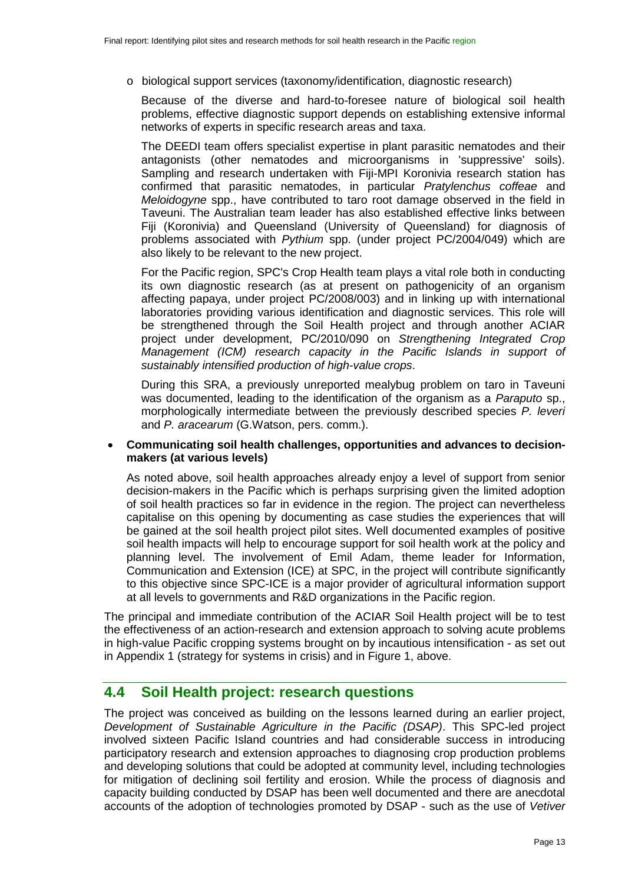- biological support services (taxonomy/identification, diagnostic research)

  Because of the diverse and hard-to-foresee nature of biological soil health problems, effective diagnostic support depends on establishing extensive informal networks of experts in specific research areas and taxa.

  The DEEDI team offers specialist expertise in plant parasitic nematodes and their antagonists (other nematodes and microorganisms in 'suppressive' soils). Sampling and research undertaken with Fiji-MPI Koronivia research station has confirmed that parasitic nematodes, in particular *Pratylenchus coffeae* and *Meloidogyne* spp., have contributed to taro root damage observed in the field in Taveuni. The Australian team leader has also established effective links between Fiji (Koronivia) and Queensland (University of Queensland) for diagnosis of problems associated with *Pythium* spp. (under project PC/2004/049) which are also likely to be relevant to the new project.

  For the Pacific region, SPC's Crop Health team plays a vital role both in conducting its own diagnostic research (as at present on pathogenicity of an organism affecting papaya, under project PC/2008/003) and in linking up with international laboratories providing various identification and diagnostic services. This role will be strengthened through the Soil Health project and through another ACIAR project under development, PC/2010/090 on *Strengthening Integrated Crop Management (ICM) research capacity in the Pacific Islands in support of sustainably intensified production of high-value crops*.

  During this SRA, a previously unreported mealybug problem on taro in Taveuni was documented, leading to the identification of the organism as a *Paraputo* sp., morphologically intermediate between the previously described species *P. leveri* and *P. aracearum* (G.Watson, pers. comm.).

- **Communicating soil health challenges, opportunities and advances to decision-makers (at various levels)**

  As noted above, soil health approaches already enjoy a level of support from senior decision-makers in the Pacific which is perhaps surprising given the limited adoption of soil health practices so far in evidence in the region. The project can nevertheless capitalise on this opening by documenting as case studies the experiences that will be gained at the soil health project pilot sites. Well documented examples of positive soil health impacts will help to encourage support for soil health work at the policy and planning level. The involvement of Emil Adam, theme leader for Information, Communication and Extension (ICE) at SPC, in the project will contribute significantly to this objective since SPC-ICE is a major provider of agricultural information support at all levels to governments and R&D organizations in the Pacific region.

The principal and immediate contribution of the ACIAR Soil Health project will be to test the effectiveness of an action-research and extension approach to solving acute problems in high-value Pacific cropping systems brought on by incautious intensification - as set out in Appendix 1 (strategy for systems in crisis) and in Figure 1, above.

## 4.4 Soil Health project: research questions

The project was conceived as building on the lessons learned during an earlier project, *Development of Sustainable Agriculture in the Pacific (DSAP)*. This SPC-led project involved sixteen Pacific Island countries and had considerable success in introducing participatory research and extension approaches to diagnosing crop production problems and developing solutions that could be adopted at community level, including technologies for mitigation of declining soil fertility and erosion. While the process of diagnosis and capacity building conducted by DSAP has been well documented and there are anecdotal accounts of the adoption of technologies promoted by DSAP - such as the use of *Vetiver*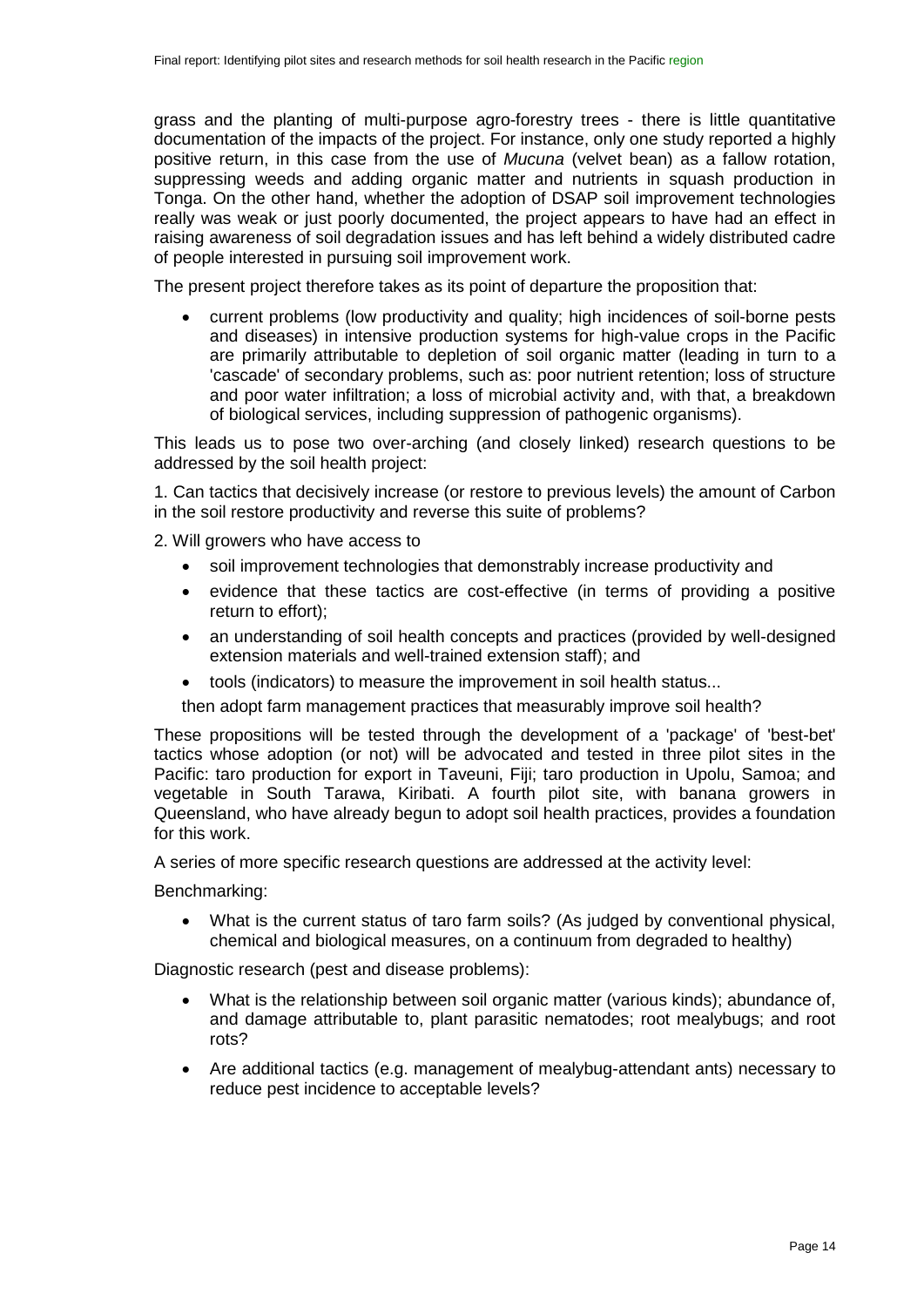grass and the planting of multi-purpose agro-forestry trees - there is little quantitative documentation of the impacts of the project. For instance, only one study reported a highly positive return, in this case from the use of *Mucuna* (velvet bean) as a fallow rotation, suppressing weeds and adding organic matter and nutrients in squash production in Tonga. On the other hand, whether the adoption of DSAP soil improvement technologies really was weak or just poorly documented, the project appears to have had an effect in raising awareness of soil degradation issues and has left behind a widely distributed cadre of people interested in pursuing soil improvement work.

The present project therefore takes as its point of departure the proposition that:

- current problems (low productivity and quality; high incidences of soil-borne pests and diseases) in intensive production systems for high-value crops in the Pacific are primarily attributable to depletion of soil organic matter (leading in turn to a 'cascade' of secondary problems, such as: poor nutrient retention; loss of structure and poor water infiltration; a loss of microbial activity and, with that, a breakdown of biological services, including suppression of pathogenic organisms).

This leads us to pose two over-arching (and closely linked) research questions to be addressed by the soil health project:

1. Can tactics that decisively increase (or restore to previous levels) the amount of Carbon in the soil restore productivity and reverse this suite of problems?

2. Will growers who have access to

- soil improvement technologies that demonstrably increase productivity and
- evidence that these tactics are cost-effective (in terms of providing a positive return to effort);
- an understanding of soil health concepts and practices (provided by well-designed extension materials and well-trained extension staff); and
- tools (indicators) to measure the improvement in soil health status...

then adopt farm management practices that measurably improve soil health?

These propositions will be tested through the development of a 'package' of 'best-bet' tactics whose adoption (or not) will be advocated and tested in three pilot sites in the Pacific: taro production for export in Taveuni, Fiji; taro production in Upolu, Samoa; and vegetable in South Tarawa, Kiribati. A fourth pilot site, with banana growers in Queensland, who have already begun to adopt soil health practices, provides a foundation for this work.

A series of more specific research questions are addressed at the activity level:

Benchmarking:

- What is the current status of taro farm soils? (As judged by conventional physical, chemical and biological measures, on a continuum from degraded to healthy)

Diagnostic research (pest and disease problems):

- What is the relationship between soil organic matter (various kinds); abundance of, and damage attributable to, plant parasitic nematodes; root mealybugs; and root rots?
- Are additional tactics (e.g. management of mealybug-attendant ants) necessary to reduce pest incidence to acceptable levels?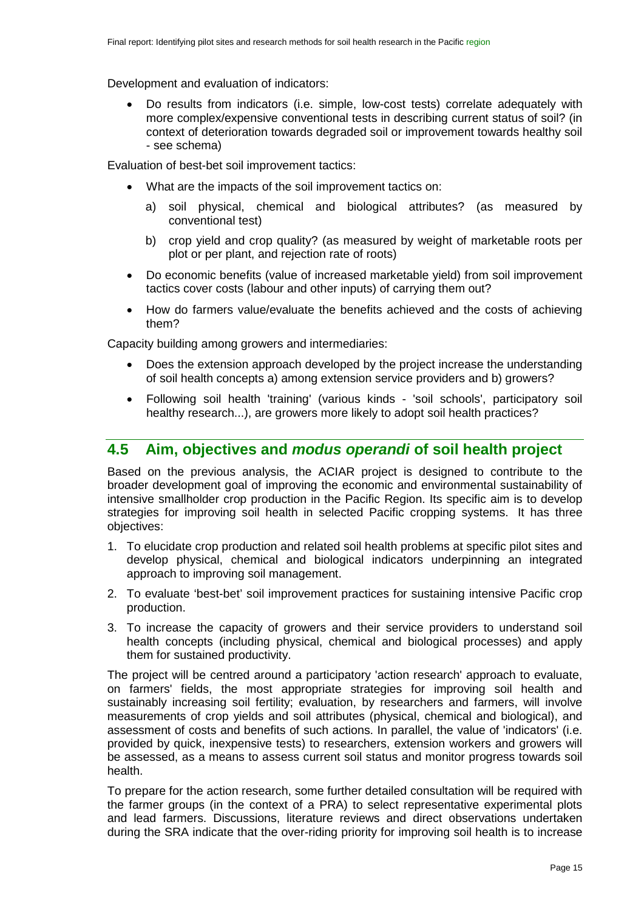Development and evaluation of indicators:

- Do results from indicators (i.e. simple, low-cost tests) correlate adequately with more complex/expensive conventional tests in describing current status of soil? (in context of deterioration towards degraded soil or improvement towards healthy soil - see schema)

Evaluation of best-bet soil improvement tactics:

- What are the impacts of the soil improvement tactics on:
  - a) soil physical, chemical and biological attributes? (as measured by conventional test)
  - b) crop yield and crop quality? (as measured by weight of marketable roots per plot or per plant, and rejection rate of roots)
- Do economic benefits (value of increased marketable yield) from soil improvement tactics cover costs (labour and other inputs) of carrying them out?
- How do farmers value/evaluate the benefits achieved and the costs of achieving them?

Capacity building among growers and intermediaries:

- Does the extension approach developed by the project increase the understanding of soil health concepts a) among extension service providers and b) growers?
- Following soil health 'training' (various kinds - 'soil schools', participatory soil healthy research...), are growers more likely to adopt soil health practices?

## 4.5 Aim, objectives and *modus operandi* of soil health project

Based on the previous analysis, the ACIAR project is designed to contribute to the broader development goal of improving the economic and environmental sustainability of intensive smallholder crop production in the Pacific Region. Its specific aim is to develop strategies for improving soil health in selected Pacific cropping systems. It has three objectives:

1. To elucidate crop production and related soil health problems at specific pilot sites and develop physical, chemical and biological indicators underpinning an integrated approach to improving soil management.
2. To evaluate 'best-bet' soil improvement practices for sustaining intensive Pacific crop production.
3. To increase the capacity of growers and their service providers to understand soil health concepts (including physical, chemical and biological processes) and apply them for sustained productivity.

The project will be centred around a participatory 'action research' approach to evaluate, on farmers' fields, the most appropriate strategies for improving soil health and sustainably increasing soil fertility; evaluation, by researchers and farmers, will involve measurements of crop yields and soil attributes (physical, chemical and biological), and assessment of costs and benefits of such actions. In parallel, the value of 'indicators' (i.e. provided by quick, inexpensive tests) to researchers, extension workers and growers will be assessed, as a means to assess current soil status and monitor progress towards soil health.

To prepare for the action research, some further detailed consultation will be required with the farmer groups (in the context of a PRA) to select representative experimental plots and lead farmers. Discussions, literature reviews and direct observations undertaken during the SRA indicate that the over-riding priority for improving soil health is to increase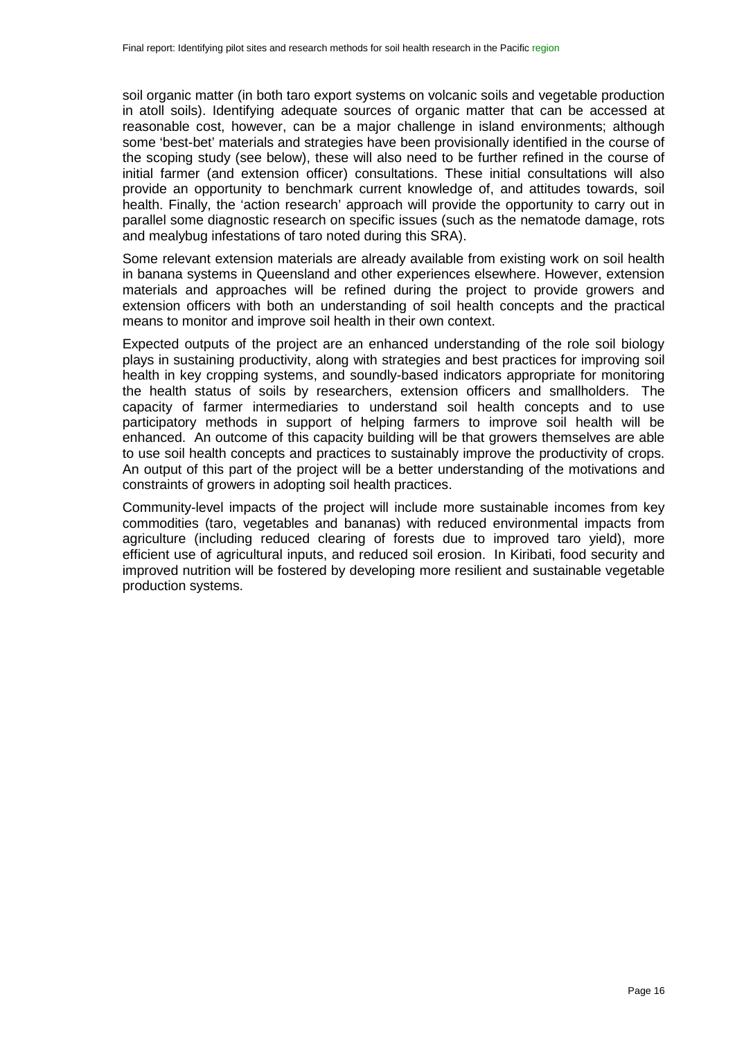soil organic matter (in both taro export systems on volcanic soils and vegetable production in atoll soils). Identifying adequate sources of organic matter that can be accessed at reasonable cost, however, can be a major challenge in island environments; although some 'best-bet' materials and strategies have been provisionally identified in the course of the scoping study (see below), these will also need to be further refined in the course of initial farmer (and extension officer) consultations. These initial consultations will also provide an opportunity to benchmark current knowledge of, and attitudes towards, soil health. Finally, the 'action research' approach will provide the opportunity to carry out in parallel some diagnostic research on specific issues (such as the nematode damage, rots and mealybug infestations of taro noted during this SRA).

Some relevant extension materials are already available from existing work on soil health in banana systems in Queensland and other experiences elsewhere. However, extension materials and approaches will be refined during the project to provide growers and extension officers with both an understanding of soil health concepts and the practical means to monitor and improve soil health in their own context.

Expected outputs of the project are an enhanced understanding of the role soil biology plays in sustaining productivity, along with strategies and best practices for improving soil health in key cropping systems, and soundly-based indicators appropriate for monitoring the health status of soils by researchers, extension officers and smallholders. The capacity of farmer intermediaries to understand soil health concepts and to use participatory methods in support of helping farmers to improve soil health will be enhanced. An outcome of this capacity building will be that growers themselves are able to use soil health concepts and practices to sustainably improve the productivity of crops. An output of this part of the project will be a better understanding of the motivations and constraints of growers in adopting soil health practices.

Community-level impacts of the project will include more sustainable incomes from key commodities (taro, vegetables and bananas) with reduced environmental impacts from agriculture (including reduced clearing of forests due to improved taro yield), more efficient use of agricultural inputs, and reduced soil erosion. In Kiribati, food security and improved nutrition will be fostered by developing more resilient and sustainable vegetable production systems.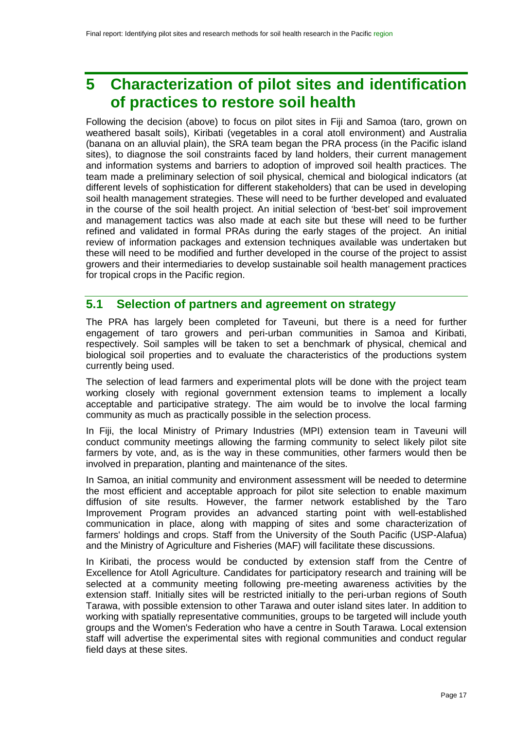# 5 Characterization of pilot sites and identification of practices to restore soil health

Following the decision (above) to focus on pilot sites in Fiji and Samoa (taro, grown on weathered basalt soils), Kiribati (vegetables in a coral atoll environment) and Australia (banana on an alluvial plain), the SRA team began the PRA process (in the Pacific island sites), to diagnose the soil constraints faced by land holders, their current management and information systems and barriers to adoption of improved soil health practices. The team made a preliminary selection of soil physical, chemical and biological indicators (at different levels of sophistication for different stakeholders) that can be used in developing soil health management strategies. These will need to be further developed and evaluated in the course of the soil health project. An initial selection of 'best-bet' soil improvement and management tactics was also made at each site but these will need to be further refined and validated in formal PRAs during the early stages of the project. An initial review of information packages and extension techniques available was undertaken but these will need to be modified and further developed in the course of the project to assist growers and their intermediaries to develop sustainable soil health management practices for tropical crops in the Pacific region.

## 5.1 Selection of partners and agreement on strategy

The PRA has largely been completed for Taveuni, but there is a need for further engagement of taro growers and peri-urban communities in Samoa and Kiribati, respectively. Soil samples will be taken to set a benchmark of physical, chemical and biological soil properties and to evaluate the characteristics of the productions system currently being used.

The selection of lead farmers and experimental plots will be done with the project team working closely with regional government extension teams to implement a locally acceptable and participative strategy. The aim would be to involve the local farming community as much as practically possible in the selection process.

In Fiji, the local Ministry of Primary Industries (MPI) extension team in Taveuni will conduct community meetings allowing the farming community to select likely pilot site farmers by vote, and, as is the way in these communities, other farmers would then be involved in preparation, planting and maintenance of the sites.

In Samoa, an initial community and environment assessment will be needed to determine the most efficient and acceptable approach for pilot site selection to enable maximum diffusion of site results. However, the farmer network established by the Taro Improvement Program provides an advanced starting point with well-established communication in place, along with mapping of sites and some characterization of farmers' holdings and crops. Staff from the University of the South Pacific (USP-Alafua) and the Ministry of Agriculture and Fisheries (MAF) will facilitate these discussions.

In Kiribati, the process would be conducted by extension staff from the Centre of Excellence for Atoll Agriculture. Candidates for participatory research and training will be selected at a community meeting following pre-meeting awareness activities by the extension staff. Initially sites will be restricted initially to the peri-urban regions of South Tarawa, with possible extension to other Tarawa and outer island sites later. In addition to working with spatially representative communities, groups to be targeted will include youth groups and the Women's Federation who have a centre in South Tarawa. Local extension staff will advertise the experimental sites with regional communities and conduct regular field days at these sites.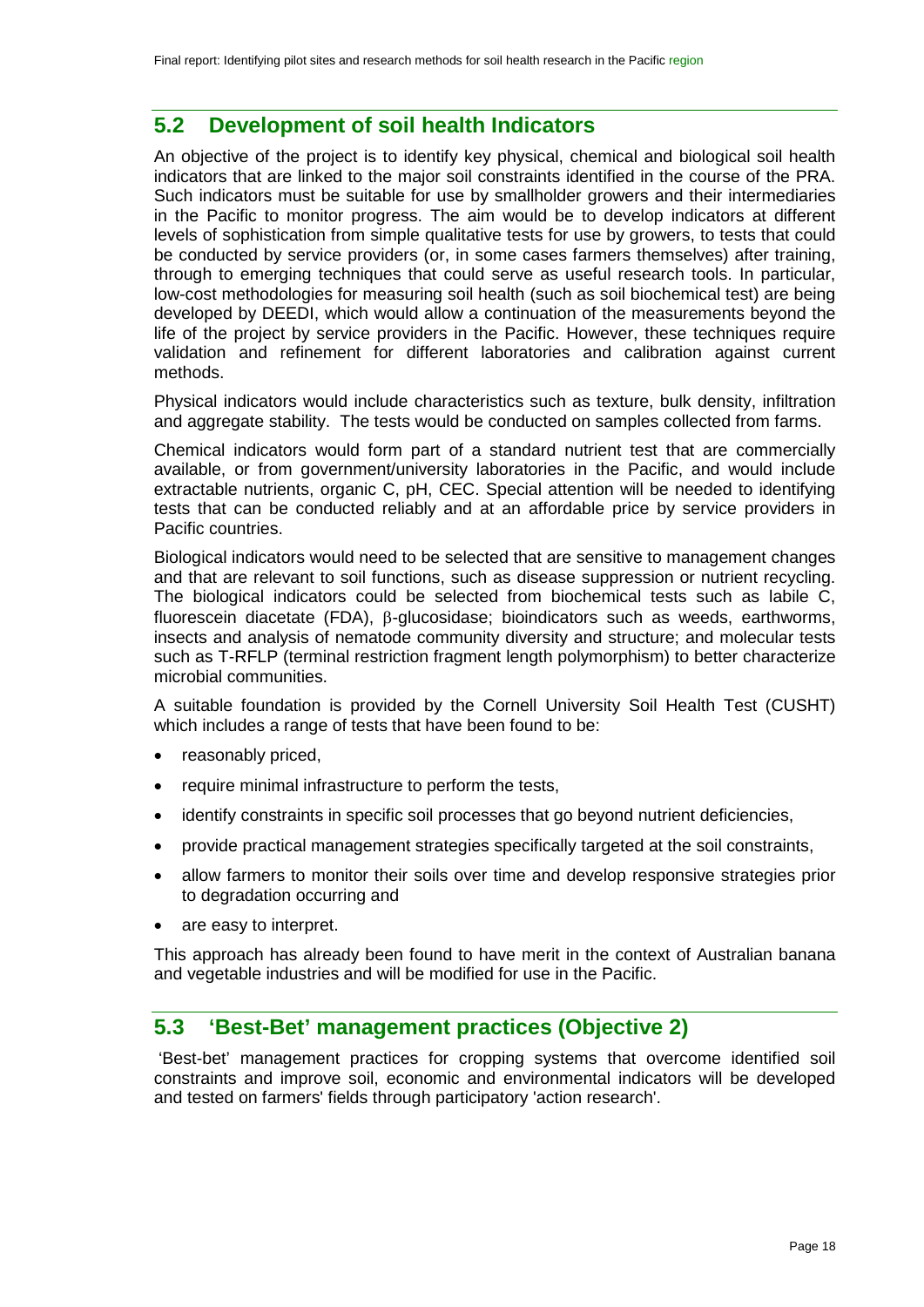## 5.2 Development of soil health Indicators

An objective of the project is to identify key physical, chemical and biological soil health indicators that are linked to the major soil constraints identified in the course of the PRA. Such indicators must be suitable for use by smallholder growers and their intermediaries in the Pacific to monitor progress. The aim would be to develop indicators at different levels of sophistication from simple qualitative tests for use by growers, to tests that could be conducted by service providers (or, in some cases farmers themselves) after training, through to emerging techniques that could serve as useful research tools. In particular, low-cost methodologies for measuring soil health (such as soil biochemical test) are being developed by DEEDI, which would allow a continuation of the measurements beyond the life of the project by service providers in the Pacific. However, these techniques require validation and refinement for different laboratories and calibration against current methods.

Physical indicators would include characteristics such as texture, bulk density, infiltration and aggregate stability. The tests would be conducted on samples collected from farms.

Chemical indicators would form part of a standard nutrient test that are commercially available, or from government/university laboratories in the Pacific, and would include extractable nutrients, organic C, pH, CEC. Special attention will be needed to identifying tests that can be conducted reliably and at an affordable price by service providers in Pacific countries.

Biological indicators would need to be selected that are sensitive to management changes and that are relevant to soil functions, such as disease suppression or nutrient recycling. The biological indicators could be selected from biochemical tests such as labile C, fluorescein diacetate (FDA), β-glucosidase; bioindicators such as weeds, earthworms, insects and analysis of nematode community diversity and structure; and molecular tests such as T-RFLP (terminal restriction fragment length polymorphism) to better characterize microbial communities.

A suitable foundation is provided by the Cornell University Soil Health Test (CUSHT) which includes a range of tests that have been found to be:

- reasonably priced,
- require minimal infrastructure to perform the tests,
- identify constraints in specific soil processes that go beyond nutrient deficiencies,
- provide practical management strategies specifically targeted at the soil constraints,
- allow farmers to monitor their soils over time and develop responsive strategies prior to degradation occurring and
- are easy to interpret.

This approach has already been found to have merit in the context of Australian banana and vegetable industries and will be modified for use in the Pacific.

## 5.3 'Best-Bet' management practices (Objective 2)

'Best-bet' management practices for cropping systems that overcome identified soil constraints and improve soil, economic and environmental indicators will be developed and tested on farmers' fields through participatory 'action research'.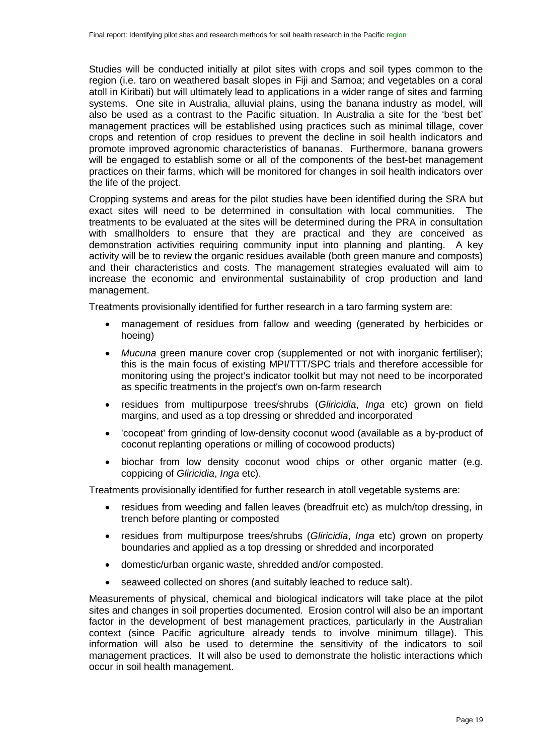Studies will be conducted initially at pilot sites with crops and soil types common to the region (i.e. taro on weathered basalt slopes in Fiji and Samoa; and vegetables on a coral atoll in Kiribati) but will ultimately lead to applications in a wider range of sites and farming systems. One site in Australia, alluvial plains, using the banana industry as model, will also be used as a contrast to the Pacific situation. In Australia a site for the 'best bet' management practices will be established using practices such as minimal tillage, cover crops and retention of crop residues to prevent the decline in soil health indicators and promote improved agronomic characteristics of bananas. Furthermore, banana growers will be engaged to establish some or all of the components of the best-bet management practices on their farms, which will be monitored for changes in soil health indicators over the life of the project.

Cropping systems and areas for the pilot studies have been identified during the SRA but exact sites will need to be determined in consultation with local communities. The treatments to be evaluated at the sites will be determined during the PRA in consultation with smallholders to ensure that they are practical and they are conceived as demonstration activities requiring community input into planning and planting. A key activity will be to review the organic residues available (both green manure and composts) and their characteristics and costs. The management strategies evaluated will aim to increase the economic and environmental sustainability of crop production and land management.

Treatments provisionally identified for further research in a taro farming system are:

- management of residues from fallow and weeding (generated by herbicides or hoeing)
- *Mucuna* green manure cover crop (supplemented or not with inorganic fertiliser); this is the main focus of existing MPI/TTT/SPC trials and therefore accessible for monitoring using the project's indicator toolkit but may not need to be incorporated as specific treatments in the project's own on-farm research
- residues from multipurpose trees/shrubs (*Gliricidia*, *Inga* etc) grown on field margins, and used as a top dressing or shredded and incorporated
- 'cocopeat' from grinding of low-density coconut wood (available as a by-product of coconut replanting operations or milling of cocowood products)
- biochar from low density coconut wood chips or other organic matter (e.g. coppicing of *Gliricidia*, *Inga* etc).

Treatments provisionally identified for further research in atoll vegetable systems are:

- residues from weeding and fallen leaves (breadfruit etc) as mulch/top dressing, in trench before planting or composted
- residues from multipurpose trees/shrubs (*Gliricidia*, *Inga* etc) grown on property boundaries and applied as a top dressing or shredded and incorporated
- domestic/urban organic waste, shredded and/or composted.
- seaweed collected on shores (and suitably leached to reduce salt).

Measurements of physical, chemical and biological indicators will take place at the pilot sites and changes in soil properties documented. Erosion control will also be an important factor in the development of best management practices, particularly in the Australian context (since Pacific agriculture already tends to involve minimum tillage). This information will also be used to determine the sensitivity of the indicators to soil management practices. It will also be used to demonstrate the holistic interactions which occur in soil health management.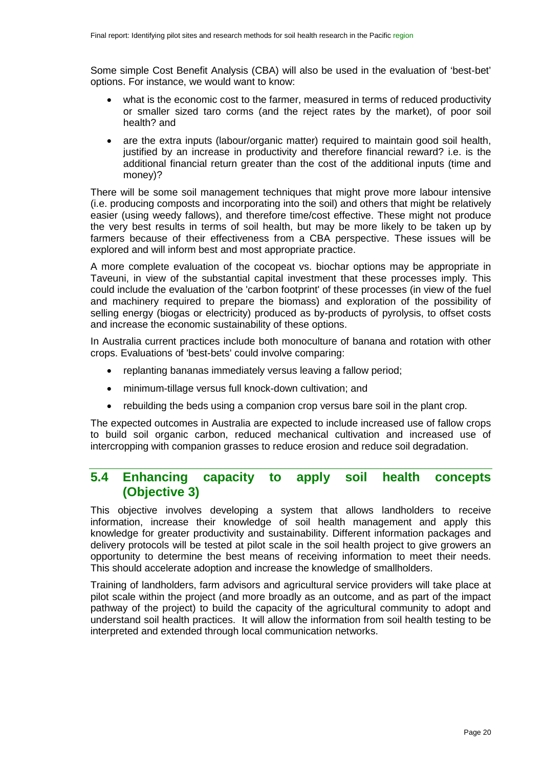Some simple Cost Benefit Analysis (CBA) will also be used in the evaluation of 'best-bet' options. For instance, we would want to know:

- what is the economic cost to the farmer, measured in terms of reduced productivity or smaller sized taro corms (and the reject rates by the market), of poor soil health? and
- are the extra inputs (labour/organic matter) required to maintain good soil health, justified by an increase in productivity and therefore financial reward? i.e. is the additional financial return greater than the cost of the additional inputs (time and money)?

There will be some soil management techniques that might prove more labour intensive (i.e. producing composts and incorporating into the soil) and others that might be relatively easier (using weedy fallows), and therefore time/cost effective. These might not produce the very best results in terms of soil health, but may be more likely to be taken up by farmers because of their effectiveness from a CBA perspective. These issues will be explored and will inform best and most appropriate practice.

A more complete evaluation of the cocopeat vs. biochar options may be appropriate in Taveuni, in view of the substantial capital investment that these processes imply. This could include the evaluation of the 'carbon footprint' of these processes (in view of the fuel and machinery required to prepare the biomass) and exploration of the possibility of selling energy (biogas or electricity) produced as by-products of pyrolysis, to offset costs and increase the economic sustainability of these options.

In Australia current practices include both monoculture of banana and rotation with other crops. Evaluations of 'best-bets' could involve comparing:

- replanting bananas immediately versus leaving a fallow period;
- minimum-tillage versus full knock-down cultivation; and
- rebuilding the beds using a companion crop versus bare soil in the plant crop.

The expected outcomes in Australia are expected to include increased use of fallow crops to build soil organic carbon, reduced mechanical cultivation and increased use of intercropping with companion grasses to reduce erosion and reduce soil degradation.

## 5.4 Enhancing capacity to apply soil health concepts (Objective 3)

This objective involves developing a system that allows landholders to receive information, increase their knowledge of soil health management and apply this knowledge for greater productivity and sustainability. Different information packages and delivery protocols will be tested at pilot scale in the soil health project to give growers an opportunity to determine the best means of receiving information to meet their needs. This should accelerate adoption and increase the knowledge of smallholders.

Training of landholders, farm advisors and agricultural service providers will take place at pilot scale within the project (and more broadly as an outcome, and as part of the impact pathway of the project) to build the capacity of the agricultural community to adopt and understand soil health practices. It will allow the information from soil health testing to be interpreted and extended through local communication networks.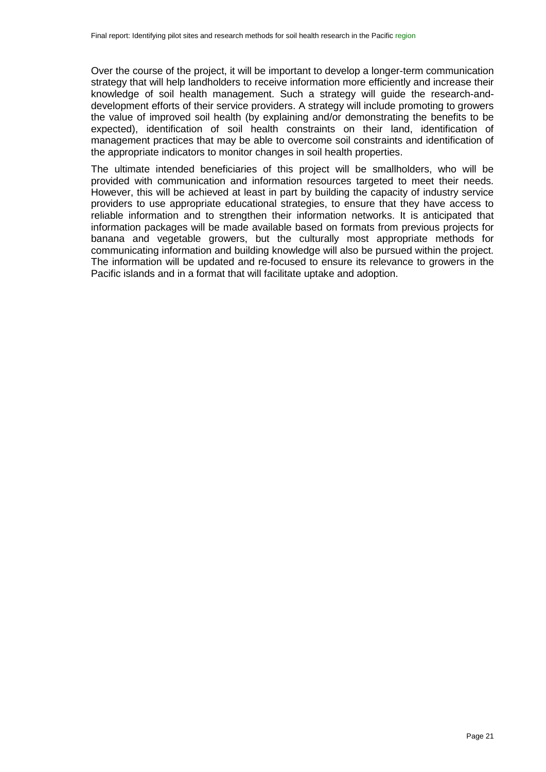Over the course of the project, it will be important to develop a longer-term communication strategy that will help landholders to receive information more efficiently and increase their knowledge of soil health management. Such a strategy will guide the research-and-development efforts of their service providers. A strategy will include promoting to growers the value of improved soil health (by explaining and/or demonstrating the benefits to be expected), identification of soil health constraints on their land, identification of management practices that may be able to overcome soil constraints and identification of the appropriate indicators to monitor changes in soil health properties.

The ultimate intended beneficiaries of this project will be smallholders, who will be provided with communication and information resources targeted to meet their needs. However, this will be achieved at least in part by building the capacity of industry service providers to use appropriate educational strategies, to ensure that they have access to reliable information and to strengthen their information networks. It is anticipated that information packages will be made available based on formats from previous projects for banana and vegetable growers, but the culturally most appropriate methods for communicating information and building knowledge will also be pursued within the project. The information will be updated and re-focused to ensure its relevance to growers in the Pacific islands and in a format that will facilitate uptake and adoption.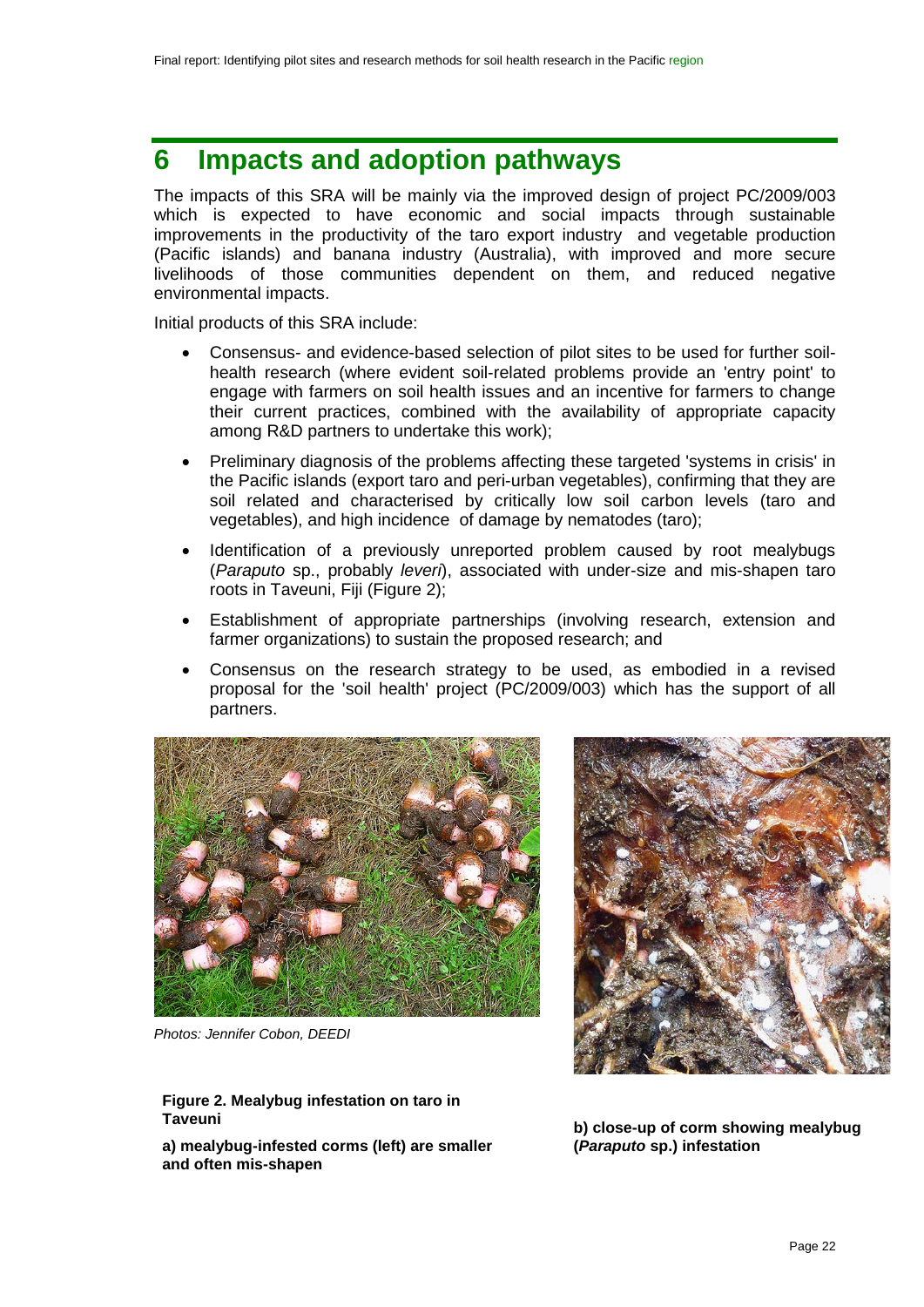# 6 Impacts and adoption pathways

The impacts of this SRA will be mainly via the improved design of project PC/2009/003 which is expected to have economic and social impacts through sustainable improvements in the productivity of the taro export industry and vegetable production (Pacific islands) and banana industry (Australia), with improved and more secure livelihoods of those communities dependent on them, and reduced negative environmental impacts.

Initial products of this SRA include:

- Consensus- and evidence-based selection of pilot sites to be used for further soil-health research (where evident soil-related problems provide an 'entry point' to engage with farmers on soil health issues and an incentive for farmers to change their current practices, combined with the availability of appropriate capacity among R&D partners to undertake this work);
- Preliminary diagnosis of the problems affecting these targeted 'systems in crisis' in the Pacific islands (export taro and peri-urban vegetables), confirming that they are soil related and characterised by critically low soil carbon levels (taro and vegetables), and high incidence of damage by nematodes (taro);
- Identification of a previously unreported problem caused by root mealybugs (*Paraputo* sp., probably *leveri*), associated with under-size and mis-shapen taro roots in Taveuni, Fiji (Figure 2);
- Establishment of appropriate partnerships (involving research, extension and farmer organizations) to sustain the proposed research; and
- Consensus on the research strategy to be used, as embodied in a revised proposal for the 'soil health' project (PC/2009/003) which has the support of all partners.

*Photos: Jennifer Cobon, DEEDI*

**Figure 2. Mealybug infestation on taro in Taveuni**

**a) mealybug-infested corms (left) are smaller and often mis-shapen**

**b) close-up of corm showing mealybug (*Paraputo* sp.) infestation**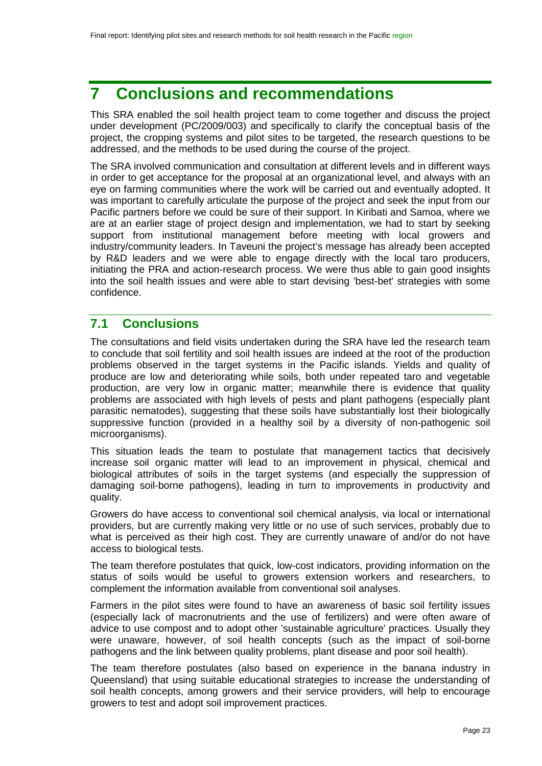# 7 Conclusions and recommendations

This SRA enabled the soil health project team to come together and discuss the project under development (PC/2009/003) and specifically to clarify the conceptual basis of the project, the cropping systems and pilot sites to be targeted, the research questions to be addressed, and the methods to be used during the course of the project.

The SRA involved communication and consultation at different levels and in different ways in order to get acceptance for the proposal at an organizational level, and always with an eye on farming communities where the work will be carried out and eventually adopted. It was important to carefully articulate the purpose of the project and seek the input from our Pacific partners before we could be sure of their support. In Kiribati and Samoa, where we are at an earlier stage of project design and implementation, we had to start by seeking support from institutional management before meeting with local growers and industry/community leaders. In Taveuni the project's message has already been accepted by R&D leaders and we were able to engage directly with the local taro producers, initiating the PRA and action-research process. We were thus able to gain good insights into the soil health issues and were able to start devising 'best-bet' strategies with some confidence.

## 7.1 Conclusions

The consultations and field visits undertaken during the SRA have led the research team to conclude that soil fertility and soil health issues are indeed at the root of the production problems observed in the target systems in the Pacific islands. Yields and quality of produce are low and deteriorating while soils, both under repeated taro and vegetable production, are very low in organic matter; meanwhile there is evidence that quality problems are associated with high levels of pests and plant pathogens (especially plant parasitic nematodes), suggesting that these soils have substantially lost their biologically suppressive function (provided in a healthy soil by a diversity of non-pathogenic soil microorganisms).

This situation leads the team to postulate that management tactics that decisively increase soil organic matter will lead to an improvement in physical, chemical and biological attributes of soils in the target systems (and especially the suppression of damaging soil-borne pathogens), leading in turn to improvements in productivity and quality.

Growers do have access to conventional soil chemical analysis, via local or international providers, but are currently making very little or no use of such services, probably due to what is perceived as their high cost. They are currently unaware of and/or do not have access to biological tests.

The team therefore postulates that quick, low-cost indicators, providing information on the status of soils would be useful to growers extension workers and researchers, to complement the information available from conventional soil analyses.

Farmers in the pilot sites were found to have an awareness of basic soil fertility issues (especially lack of macronutrients and the use of fertilizers) and were often aware of advice to use compost and to adopt other 'sustainable agriculture' practices. Usually they were unaware, however, of soil health concepts (such as the impact of soil-borne pathogens and the link between quality problems, plant disease and poor soil health).

The team therefore postulates (also based on experience in the banana industry in Queensland) that using suitable educational strategies to increase the understanding of soil health concepts, among growers and their service providers, will help to encourage growers to test and adopt soil improvement practices.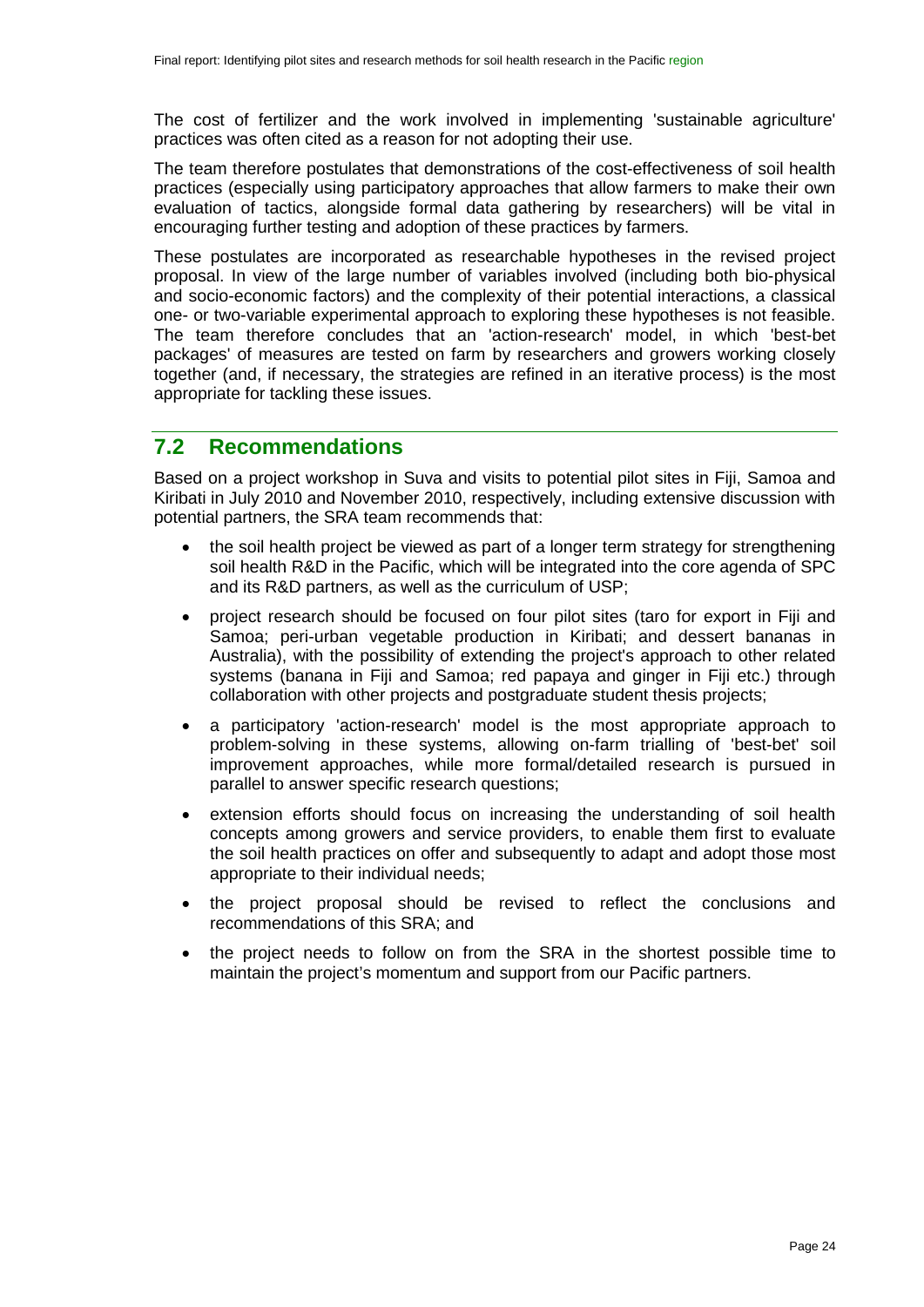The cost of fertilizer and the work involved in implementing 'sustainable agriculture' practices was often cited as a reason for not adopting their use.

The team therefore postulates that demonstrations of the cost-effectiveness of soil health practices (especially using participatory approaches that allow farmers to make their own evaluation of tactics, alongside formal data gathering by researchers) will be vital in encouraging further testing and adoption of these practices by farmers.

These postulates are incorporated as researchable hypotheses in the revised project proposal. In view of the large number of variables involved (including both bio-physical and socio-economic factors) and the complexity of their potential interactions, a classical one- or two-variable experimental approach to exploring these hypotheses is not feasible. The team therefore concludes that an 'action-research' model, in which 'best-bet packages' of measures are tested on farm by researchers and growers working closely together (and, if necessary, the strategies are refined in an iterative process) is the most appropriate for tackling these issues.

## 7.2 Recommendations

Based on a project workshop in Suva and visits to potential pilot sites in Fiji, Samoa and Kiribati in July 2010 and November 2010, respectively, including extensive discussion with potential partners, the SRA team recommends that:

- the soil health project be viewed as part of a longer term strategy for strengthening soil health R&D in the Pacific, which will be integrated into the core agenda of SPC and its R&D partners, as well as the curriculum of USP;
- project research should be focused on four pilot sites (taro for export in Fiji and Samoa; peri-urban vegetable production in Kiribati; and dessert bananas in Australia), with the possibility of extending the project's approach to other related systems (banana in Fiji and Samoa; red papaya and ginger in Fiji etc.) through collaboration with other projects and postgraduate student thesis projects;
- a participatory 'action-research' model is the most appropriate approach to problem-solving in these systems, allowing on-farm trialling of 'best-bet' soil improvement approaches, while more formal/detailed research is pursued in parallel to answer specific research questions;
- extension efforts should focus on increasing the understanding of soil health concepts among growers and service providers, to enable them first to evaluate the soil health practices on offer and subsequently to adapt and adopt those most appropriate to their individual needs;
- the project proposal should be revised to reflect the conclusions and recommendations of this SRA; and
- the project needs to follow on from the SRA in the shortest possible time to maintain the project's momentum and support from our Pacific partners.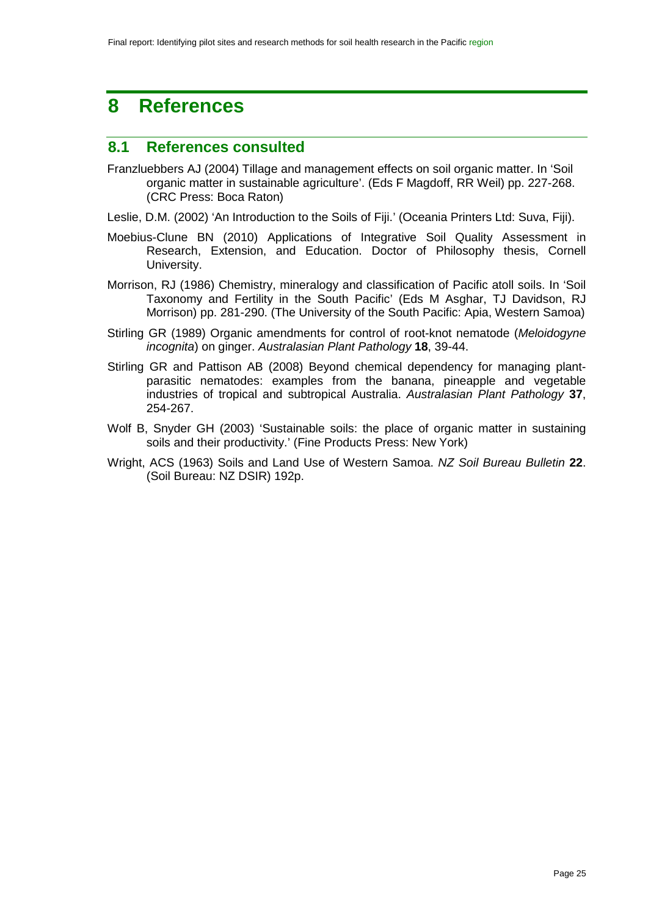# 8 References

## 8.1 References consulted

Franzluebbers AJ (2004) Tillage and management effects on soil organic matter. In 'Soil organic matter in sustainable agriculture'. (Eds F Magdoff, RR Weil) pp. 227-268. (CRC Press: Boca Raton)

Leslie, D.M. (2002) 'An Introduction to the Soils of Fiji.' (Oceania Printers Ltd: Suva, Fiji).

Moebius-Clune BN (2010) Applications of Integrative Soil Quality Assessment in Research, Extension, and Education. Doctor of Philosophy thesis, Cornell University.

Morrison, RJ (1986) Chemistry, mineralogy and classification of Pacific atoll soils. In 'Soil Taxonomy and Fertility in the South Pacific' (Eds M Asghar, TJ Davidson, RJ Morrison) pp. 281-290. (The University of the South Pacific: Apia, Western Samoa)

Stirling GR (1989) Organic amendments for control of root-knot nematode (*Meloidogyne incognita*) on ginger. *Australasian Plant Pathology* **18**, 39-44.

Stirling GR and Pattison AB (2008) Beyond chemical dependency for managing plant-parasitic nematodes: examples from the banana, pineapple and vegetable industries of tropical and subtropical Australia. *Australasian Plant Pathology* **37**, 254-267.

Wolf B, Snyder GH (2003) 'Sustainable soils: the place of organic matter in sustaining soils and their productivity.' (Fine Products Press: New York)

Wright, ACS (1963) Soils and Land Use of Western Samoa. *NZ Soil Bureau Bulletin* **22**. (Soil Bureau: NZ DSIR) 192p.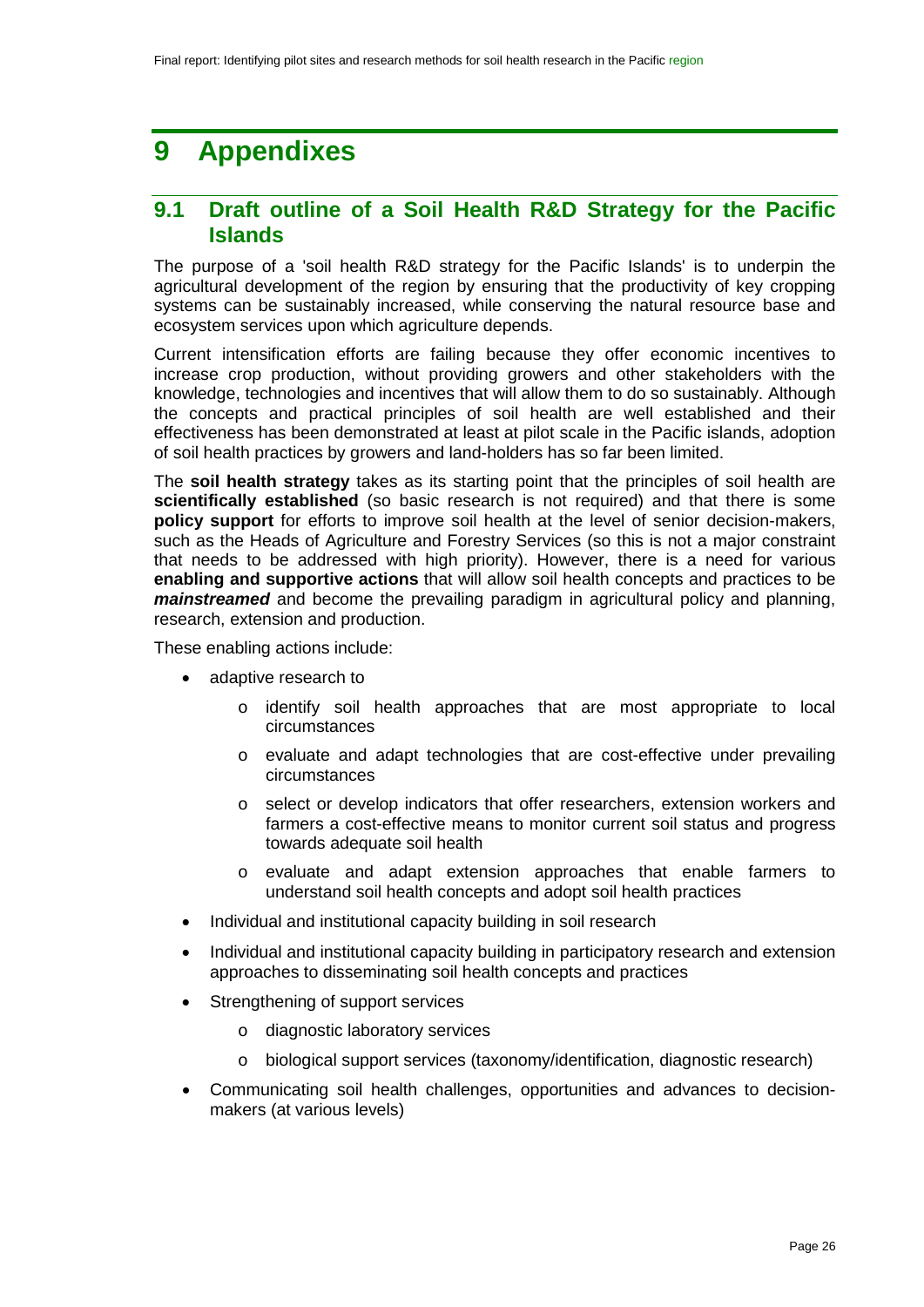# 9 Appendixes

## 9.1 Draft outline of a Soil Health R&D Strategy for the Pacific Islands

The purpose of a 'soil health R&D strategy for the Pacific Islands' is to underpin the agricultural development of the region by ensuring that the productivity of key cropping systems can be sustainably increased, while conserving the natural resource base and ecosystem services upon which agriculture depends.

Current intensification efforts are failing because they offer economic incentives to increase crop production, without providing growers and other stakeholders with the knowledge, technologies and incentives that will allow them to do so sustainably. Although the concepts and practical principles of soil health are well established and their effectiveness has been demonstrated at least at pilot scale in the Pacific islands, adoption of soil health practices by growers and land-holders has so far been limited.

The **soil health strategy** takes as its starting point that the principles of soil health are **scientifically established** (so basic research is not required) and that there is some **policy support** for efforts to improve soil health at the level of senior decision-makers, such as the Heads of Agriculture and Forestry Services (so this is not a major constraint that needs to be addressed with high priority). However, there is a need for various **enabling and supportive actions** that will allow soil health concepts and practices to be ***mainstreamed*** and become the prevailing paradigm in agricultural policy and planning, research, extension and production.

These enabling actions include:

- adaptive research to
  - identify soil health approaches that are most appropriate to local circumstances
  - evaluate and adapt technologies that are cost-effective under prevailing circumstances
  - select or develop indicators that offer researchers, extension workers and farmers a cost-effective means to monitor current soil status and progress towards adequate soil health
  - evaluate and adapt extension approaches that enable farmers to understand soil health concepts and adopt soil health practices
- Individual and institutional capacity building in soil research
- Individual and institutional capacity building in participatory research and extension approaches to disseminating soil health concepts and practices
- Strengthening of support services
  - diagnostic laboratory services
  - biological support services (taxonomy/identification, diagnostic research)
- Communicating soil health challenges, opportunities and advances to decision-makers (at various levels)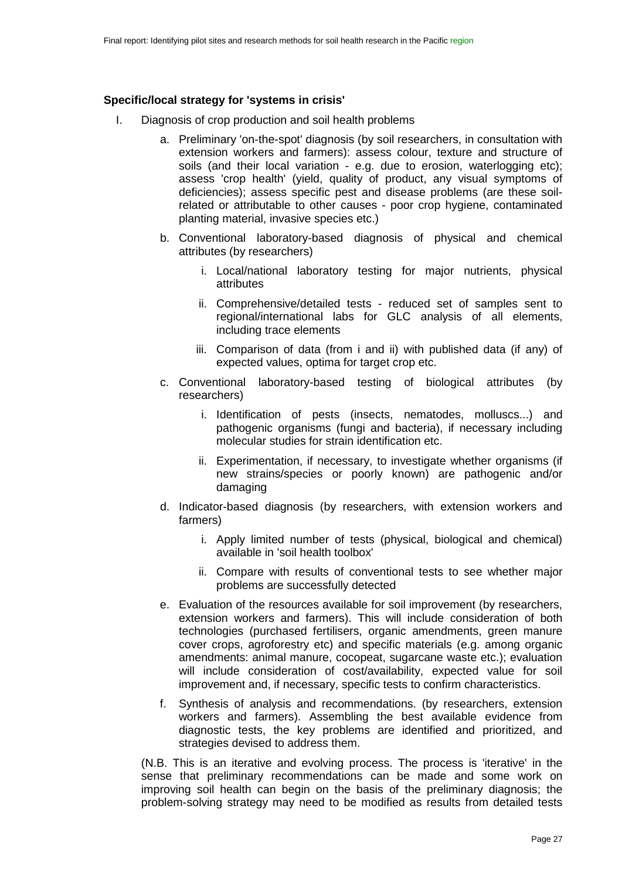**Specific/local strategy for 'systems in crisis'**

I. Diagnosis of crop production and soil health problems

   a. Preliminary 'on-the-spot' diagnosis (by soil researchers, in consultation with extension workers and farmers): assess colour, texture and structure of soils (and their local variation - e.g. due to erosion, waterlogging etc); assess 'crop health' (yield, quality of product, any visual symptoms of deficiencies); assess specific pest and disease problems (are these soil-related or attributable to other causes - poor crop hygiene, contaminated planting material, invasive species etc.)

   b. Conventional laboratory-based diagnosis of physical and chemical attributes (by researchers)

      i. Local/national laboratory testing for major nutrients, physical attributes

      ii. Comprehensive/detailed tests - reduced set of samples sent to regional/international labs for GLC analysis of all elements, including trace elements

      iii. Comparison of data (from i and ii) with published data (if any) of expected values, optima for target crop etc.

   c. Conventional laboratory-based testing of biological attributes (by researchers)

      i. Identification of pests (insects, nematodes, molluscs...) and pathogenic organisms (fungi and bacteria), if necessary including molecular studies for strain identification etc.

      ii. Experimentation, if necessary, to investigate whether organisms (if new strains/species or poorly known) are pathogenic and/or damaging

   d. Indicator-based diagnosis (by researchers, with extension workers and farmers)

      i. Apply limited number of tests (physical, biological and chemical) available in 'soil health toolbox'

      ii. Compare with results of conventional tests to see whether major problems are successfully detected

   e. Evaluation of the resources available for soil improvement (by researchers, extension workers and farmers). This will include consideration of both technologies (purchased fertilisers, organic amendments, green manure cover crops, agroforestry etc) and specific materials (e.g. among organic amendments: animal manure, cocopeat, sugarcane waste etc.); evaluation will include consideration of cost/availability, expected value for soil improvement and, if necessary, specific tests to confirm characteristics.

   f. Synthesis of analysis and recommendations. (by researchers, extension workers and farmers). Assembling the best available evidence from diagnostic tests, the key problems are identified and prioritized, and strategies devised to address them.

(N.B. This is an iterative and evolving process. The process is 'iterative' in the sense that preliminary recommendations can be made and some work on improving soil health can begin on the basis of the preliminary diagnosis; the problem-solving strategy may need to be modified as results from detailed tests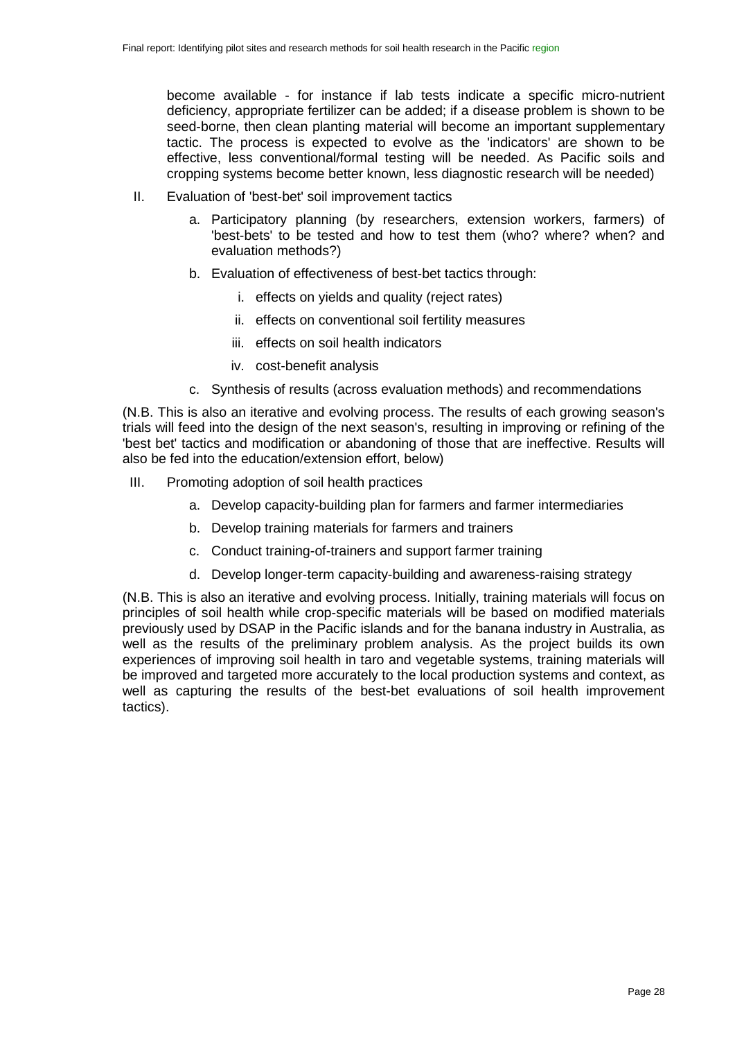become available - for instance if lab tests indicate a specific micro-nutrient deficiency, appropriate fertilizer can be added; if a disease problem is shown to be seed-borne, then clean planting material will become an important supplementary tactic. The process is expected to evolve as the 'indicators' are shown to be effective, less conventional/formal testing will be needed. As Pacific soils and cropping systems become better known, less diagnostic research will be needed)

II. Evaluation of 'best-bet' soil improvement tactics

   a. Participatory planning (by researchers, extension workers, farmers) of 'best-bets' to be tested and how to test them (who? where? when? and evaluation methods?)

   b. Evaluation of effectiveness of best-bet tactics through:

      i. effects on yields and quality (reject rates)

      ii. effects on conventional soil fertility measures

      iii. effects on soil health indicators

      iv. cost-benefit analysis

   c. Synthesis of results (across evaluation methods) and recommendations

(N.B. This is also an iterative and evolving process. The results of each growing season's trials will feed into the design of the next season's, resulting in improving or refining of the 'best bet' tactics and modification or abandoning of those that are ineffective. Results will also be fed into the education/extension effort, below)

III. Promoting adoption of soil health practices

   a. Develop capacity-building plan for farmers and farmer intermediaries

   b. Develop training materials for farmers and trainers

   c. Conduct training-of-trainers and support farmer training

   d. Develop longer-term capacity-building and awareness-raising strategy

(N.B. This is also an iterative and evolving process. Initially, training materials will focus on principles of soil health while crop-specific materials will be based on modified materials previously used by DSAP in the Pacific islands and for the banana industry in Australia, as well as the results of the preliminary problem analysis. As the project builds its own experiences of improving soil health in taro and vegetable systems, training materials will be improved and targeted more accurately to the local production systems and context, as well as capturing the results of the best-bet evaluations of soil health improvement tactics).